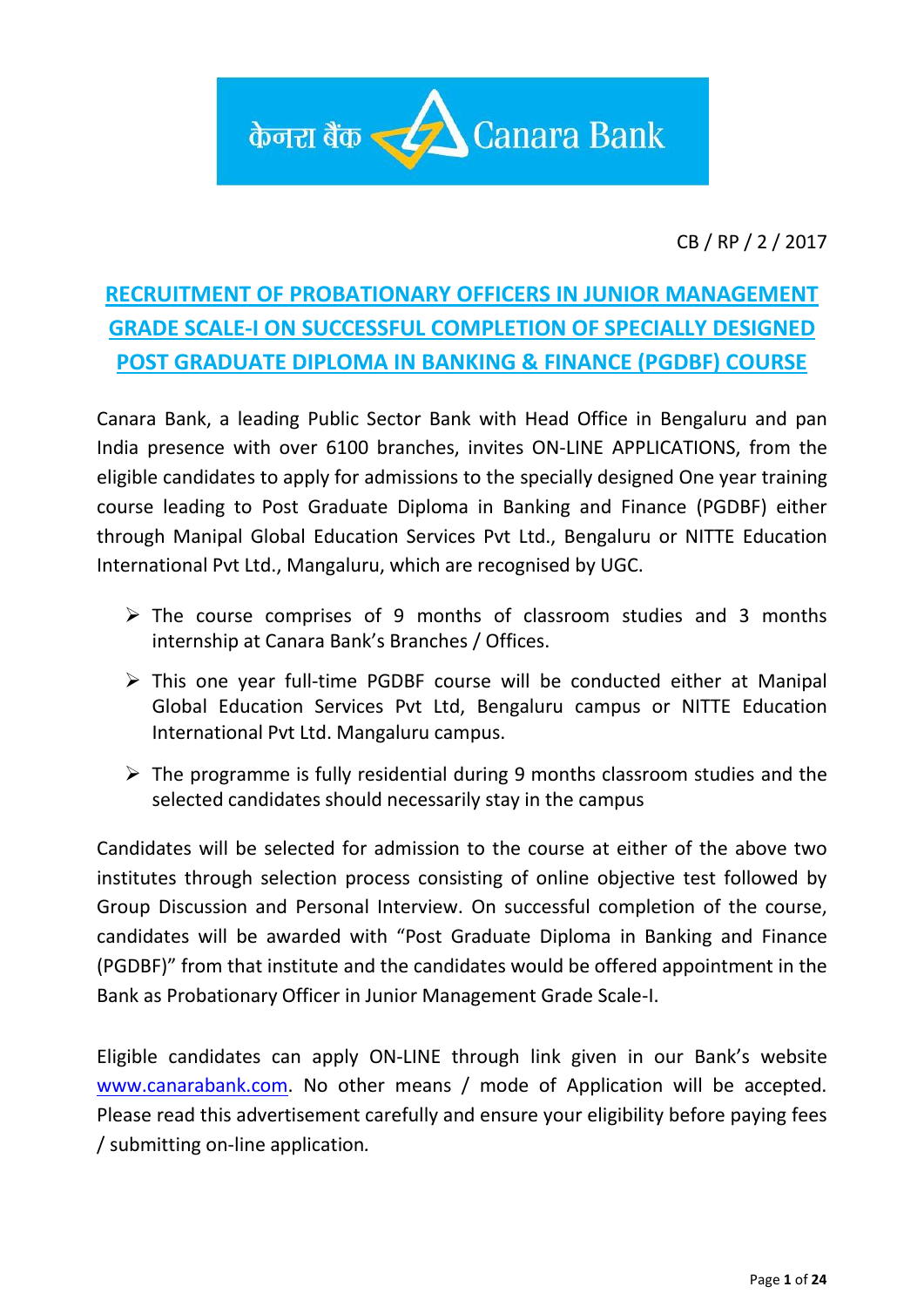केनरा बैंक Canara Bank

CB / RP / 2 / 2017

# RECRUITMENT OF PROBATIONARY OFFICERS IN JUNIOR MANAGEMENT GRADE SCALE-I ON SUCCESSFUL COMPLETION OF SPECIALLY DESIGNED POST GRADUATE DIPLOMA IN BANKING & FINANCE (PGDBF) COURSE

Canara Bank, a leading Public Sector Bank with Head Office in Bengaluru and pan India presence with over 6100 branches, invites ON-LINE APPLICATIONS, from the eligible candidates to apply for admissions to the specially designed One year training course leading to Post Graduate Diploma in Banking and Finance (PGDBF) either through Manipal Global Education Services Pvt Ltd., Bengaluru or NITTE Education International Pvt Ltd., Mangaluru, which are recognised by UGC.

- The course comprises of 9 months of classroom studies and 3 months internship at Canara Bank's Branches / Offices.
- This one year full-time PGDBF course will be conducted either at Manipal Global Education Services Pvt Ltd, Bengaluru campus or NITTE Education International Pvt Ltd. Mangaluru campus.
- The programme is fully residential during 9 months classroom studies and the selected candidates should necessarily stay in the campus

Candidates will be selected for admission to the course at either of the above two institutes through selection process consisting of online objective test followed by Group Discussion and Personal Interview. On successful completion of the course, candidates will be awarded with "Post Graduate Diploma in Banking and Finance (PGDBF)" from that institute and the candidates would be offered appointment in the Bank as Probationary Officer in Junior Management Grade Scale-I.

Eligible candidates can apply ON-LINE through link given in our Bank's website www.canarabank.com. No other means / mode of Application will be accepted. Please read this advertisement carefully and ensure your eligibility before paying fees / submitting on-line application.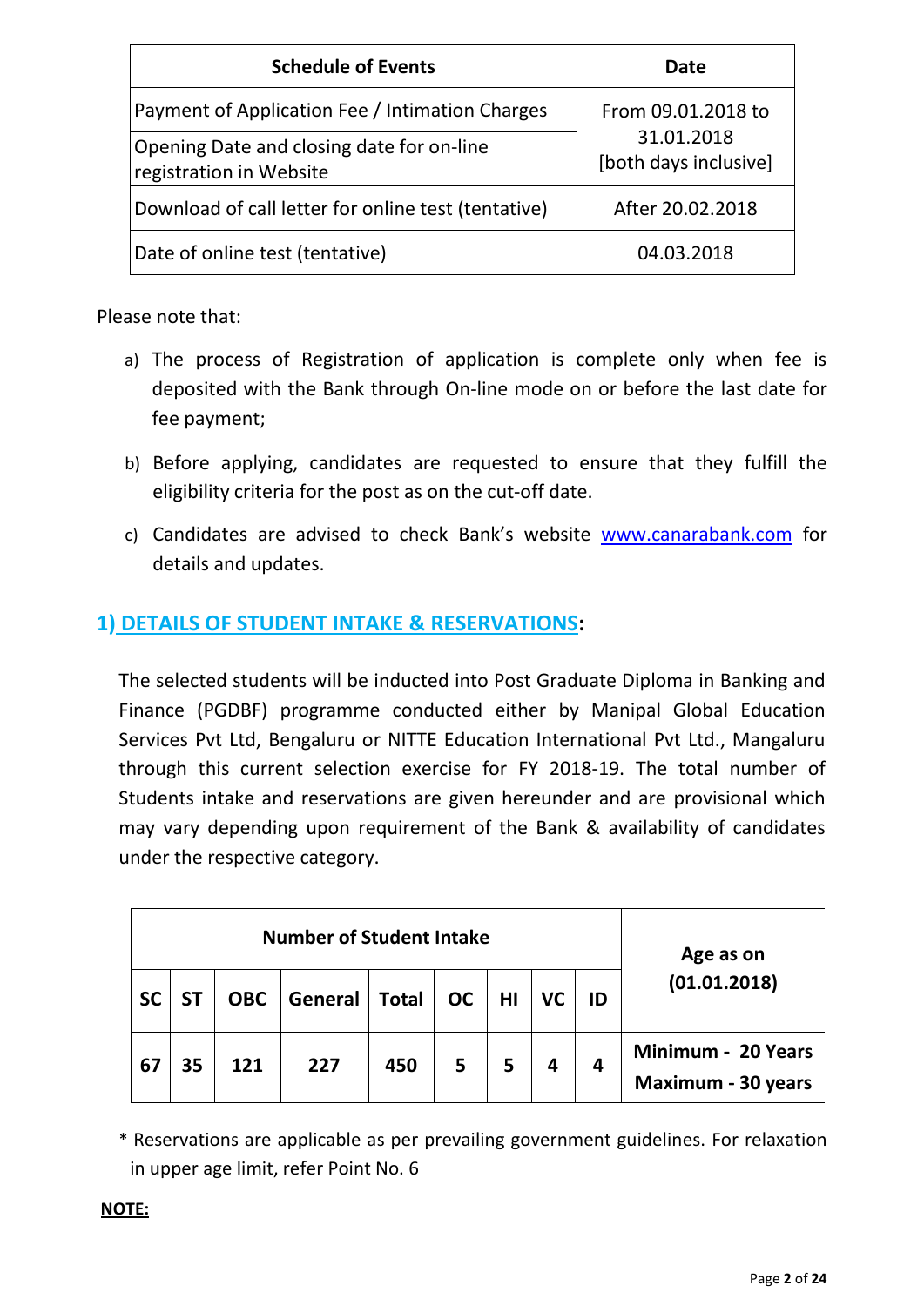| Schedule of Events | Date |
|---|---|
| Payment of Application Fee / Intimation Charges | From 09.01.2018 to 31.01.2018 [both days inclusive] |
| Opening Date and closing date for on-line registration in Website | |
| Download of call letter for online test (tentative) | After 20.02.2018 |
| Date of online test (tentative) | 04.03.2018 |

Please note that:

a) The process of Registration of application is complete only when fee is deposited with the Bank through On-line mode on or before the last date for fee payment;

b) Before applying, candidates are requested to ensure that they fulfill the eligibility criteria for the post as on the cut-off date.

c) Candidates are advised to check Bank's website www.canarabank.com for details and updates.

## 1) DETAILS OF STUDENT INTAKE & RESERVATIONS:

The selected students will be inducted into Post Graduate Diploma in Banking and Finance (PGDBF) programme conducted either by Manipal Global Education Services Pvt Ltd, Bengaluru or NITTE Education International Pvt Ltd., Mangaluru through this current selection exercise for FY 2018-19. The total number of Students intake and reservations are given hereunder and are provisional which may vary depending upon requirement of the Bank & availability of candidates under the respective category.

| Number of Student Intake | | | | | | | | | Age as on (01.01.2018) |
|---|---|---|---|---|---|---|---|---|---|
| SC | ST | OBC | General | Total | OC | HI | VC | ID | |
| 67 | 35 | 121 | 227 | 450 | 5 | 5 | 4 | 4 | Minimum - 20 Years<br>Maximum - 30 years |

* Reservations are applicable as per prevailing government guidelines. For relaxation in upper age limit, refer Point No. 6

**NOTE:**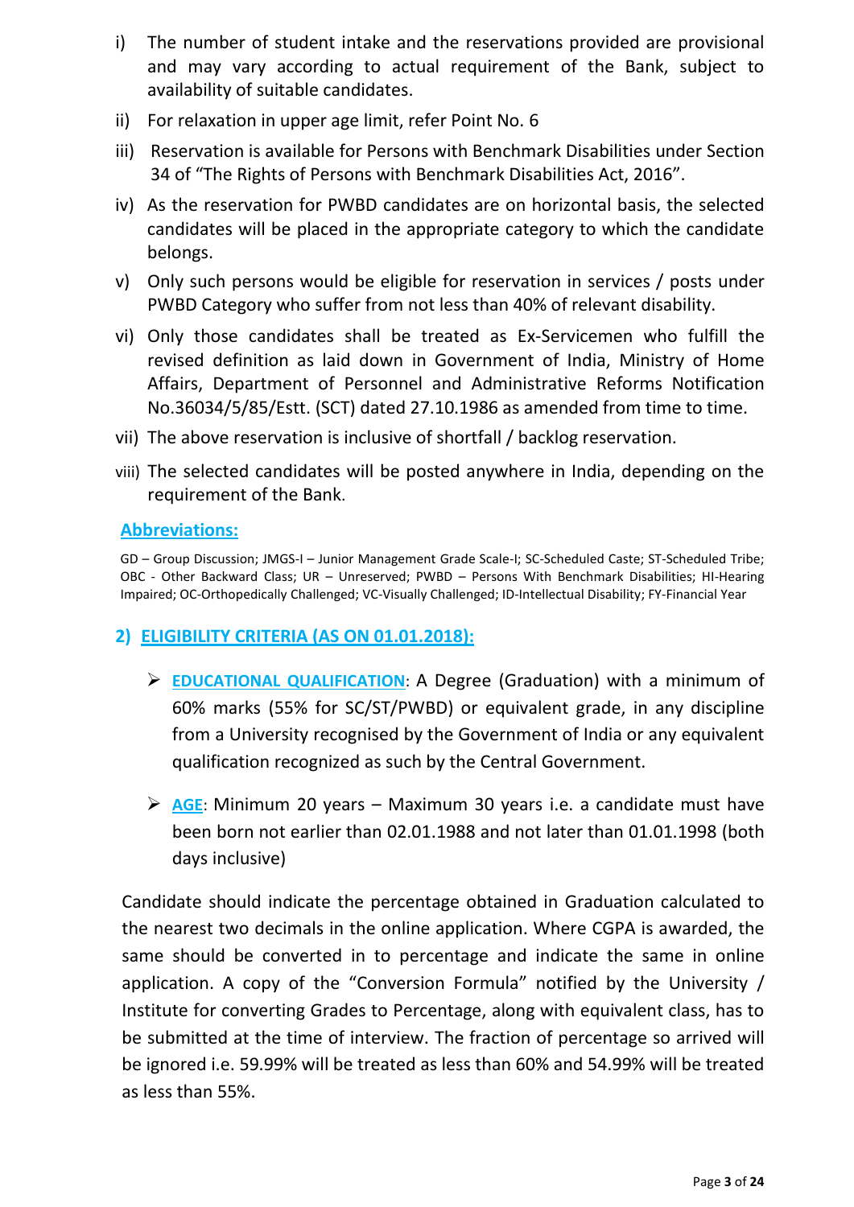i) The number of student intake and the reservations provided are provisional and may vary according to actual requirement of the Bank, subject to availability of suitable candidates.

ii) For relaxation in upper age limit, refer Point No. 6

iii) Reservation is available for Persons with Benchmark Disabilities under Section 34 of "The Rights of Persons with Benchmark Disabilities Act, 2016".

iv) As the reservation for PWBD candidates are on horizontal basis, the selected candidates will be placed in the appropriate category to which the candidate belongs.

v) Only such persons would be eligible for reservation in services / posts under PWBD Category who suffer from not less than 40% of relevant disability.

vi) Only those candidates shall be treated as Ex-Servicemen who fulfill the revised definition as laid down in Government of India, Ministry of Home Affairs, Department of Personnel and Administrative Reforms Notification No.36034/5/85/Estt. (SCT) dated 27.10.1986 as amended from time to time.

vii) The above reservation is inclusive of shortfall / backlog reservation.

viii) The selected candidates will be posted anywhere in India, depending on the requirement of the Bank.

**Abbreviations:**

GD – Group Discussion; JMGS-I – Junior Management Grade Scale-I; SC-Scheduled Caste; ST-Scheduled Tribe; OBC - Other Backward Class; UR – Unreserved; PWBD – Persons With Benchmark Disabilities; HI-Hearing Impaired; OC-Orthopedically Challenged; VC-Visually Challenged; ID-Intellectual Disability; FY-Financial Year

## 2) ELIGIBILITY CRITERIA (AS ON 01.01.2018):

- **EDUCATIONAL QUALIFICATION**: A Degree (Graduation) with a minimum of 60% marks (55% for SC/ST/PWBD) or equivalent grade, in any discipline from a University recognised by the Government of India or any equivalent qualification recognized as such by the Central Government.

- **AGE**: Minimum 20 years – Maximum 30 years i.e. a candidate must have been born not earlier than 02.01.1988 and not later than 01.01.1998 (both days inclusive)

Candidate should indicate the percentage obtained in Graduation calculated to the nearest two decimals in the online application. Where CGPA is awarded, the same should be converted in to percentage and indicate the same in online application. A copy of the "Conversion Formula" notified by the University / Institute for converting Grades to Percentage, along with equivalent class, has to be submitted at the time of interview. The fraction of percentage so arrived will be ignored i.e. 59.99% will be treated as less than 60% and 54.99% will be treated as less than 55%.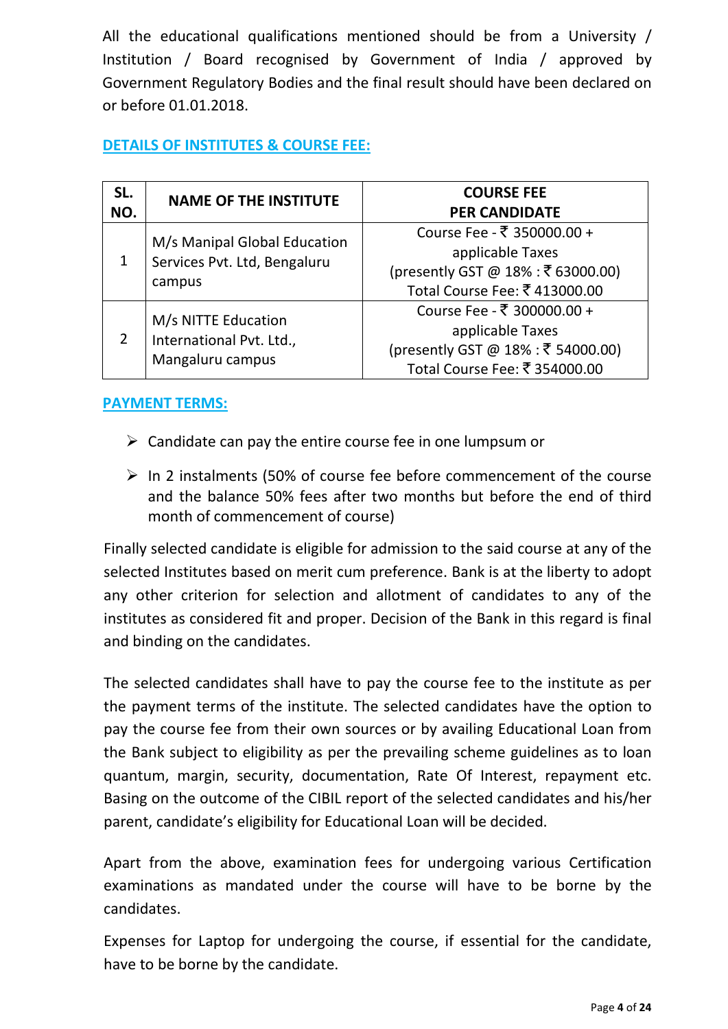All the educational qualifications mentioned should be from a University / Institution / Board recognised by Government of India / approved by Government Regulatory Bodies and the final result should have been declared on or before 01.01.2018.

## DETAILS OF INSTITUTES & COURSE FEE:

| SL. NO. | NAME OF THE INSTITUTE | COURSE FEE PER CANDIDATE |
|---|---|---|
| 1 | M/s Manipal Global Education Services Pvt. Ltd, Bengaluru campus | Course Fee - ₹ 350000.00 + applicable Taxes (presently GST @ 18% : ₹ 63000.00) Total Course Fee: ₹ 413000.00 |
| 2 | M/s NITTE Education International Pvt. Ltd., Mangaluru campus | Course Fee - ₹ 300000.00 + applicable Taxes (presently GST @ 18% : ₹ 54000.00) Total Course Fee: ₹ 354000.00 |

## PAYMENT TERMS:

- Candidate can pay the entire course fee in one lumpsum or
- In 2 instalments (50% of course fee before commencement of the course and the balance 50% fees after two months but before the end of third month of commencement of course)

Finally selected candidate is eligible for admission to the said course at any of the selected Institutes based on merit cum preference. Bank is at the liberty to adopt any other criterion for selection and allotment of candidates to any of the institutes as considered fit and proper. Decision of the Bank in this regard is final and binding on the candidates.

The selected candidates shall have to pay the course fee to the institute as per the payment terms of the institute. The selected candidates have the option to pay the course fee from their own sources or by availing Educational Loan from the Bank subject to eligibility as per the prevailing scheme guidelines as to loan quantum, margin, security, documentation, Rate Of Interest, repayment etc. Basing on the outcome of the CIBIL report of the selected candidates and his/her parent, candidate's eligibility for Educational Loan will be decided.

Apart from the above, examination fees for undergoing various Certification examinations as mandated under the course will have to be borne by the candidates.

Expenses for Laptop for undergoing the course, if essential for the candidate, have to be borne by the candidate.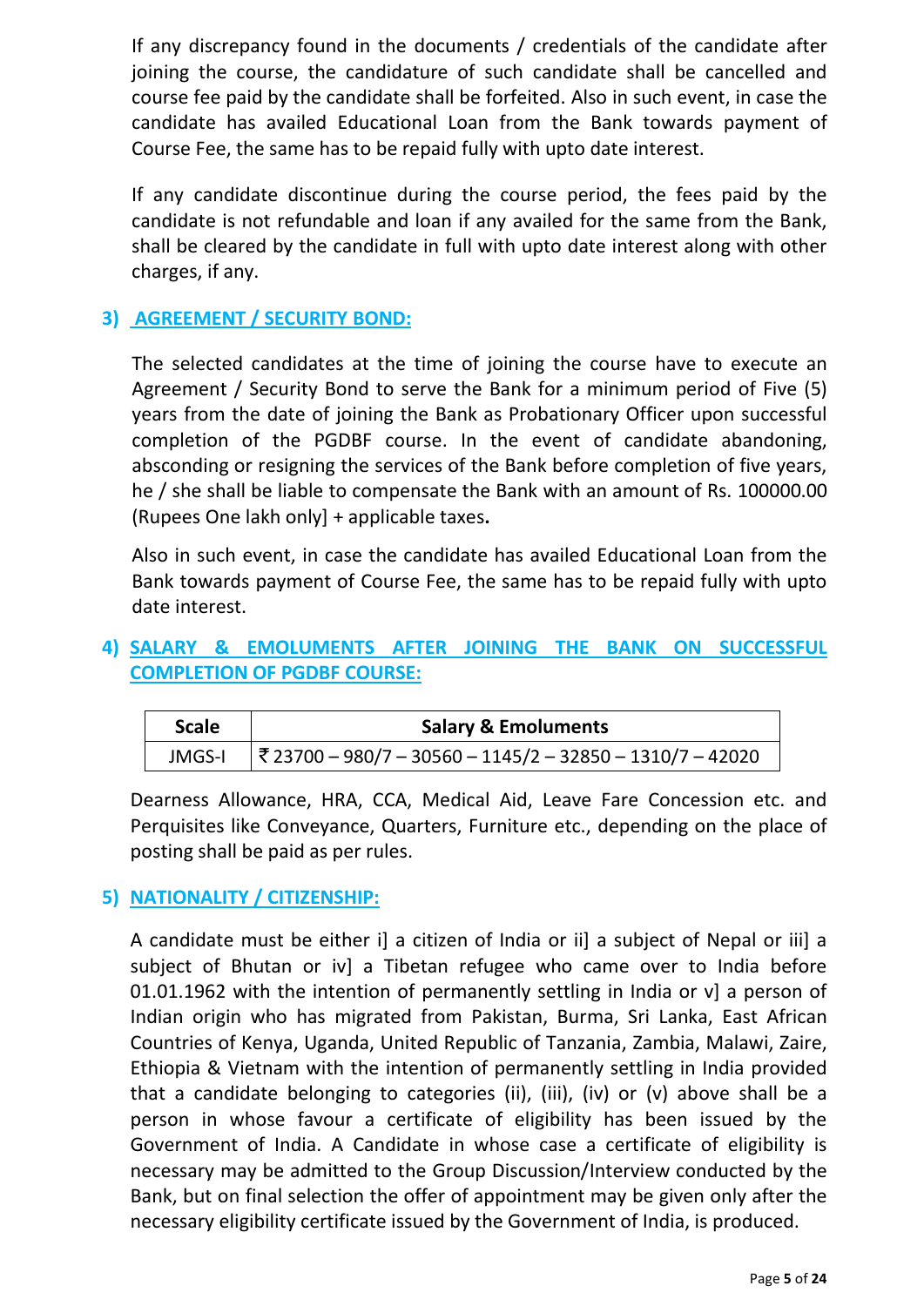If any discrepancy found in the documents / credentials of the candidate after joining the course, the candidature of such candidate shall be cancelled and course fee paid by the candidate shall be forfeited. Also in such event, in case the candidate has availed Educational Loan from the Bank towards payment of Course Fee, the same has to be repaid fully with upto date interest.

If any candidate discontinue during the course period, the fees paid by the candidate is not refundable and loan if any availed for the same from the Bank, shall be cleared by the candidate in full with upto date interest along with other charges, if any.

## 3) AGREEMENT / SECURITY BOND:

The selected candidates at the time of joining the course have to execute an Agreement / Security Bond to serve the Bank for a minimum period of Five (5) years from the date of joining the Bank as Probationary Officer upon successful completion of the PGDBF course. In the event of candidate abandoning, absconding or resigning the services of the Bank before completion of five years, he / she shall be liable to compensate the Bank with an amount of Rs. 100000.00 (Rupees One lakh only] + applicable taxes**.**

Also in such event, in case the candidate has availed Educational Loan from the Bank towards payment of Course Fee, the same has to be repaid fully with upto date interest.

## 4) SALARY & EMOLUMENTS AFTER JOINING THE BANK ON SUCCESSFUL COMPLETION OF PGDBF COURSE:

| Scale | Salary & Emoluments |
|---|---|
| JMGS-I | ₹ 23700 – 980/7 – 30560 – 1145/2 – 32850 – 1310/7 – 42020 |

Dearness Allowance, HRA, CCA, Medical Aid, Leave Fare Concession etc. and Perquisites like Conveyance, Quarters, Furniture etc., depending on the place of posting shall be paid as per rules.

## 5) NATIONALITY / CITIZENSHIP:

A candidate must be either i] a citizen of India or ii] a subject of Nepal or iii] a subject of Bhutan or iv] a Tibetan refugee who came over to India before 01.01.1962 with the intention of permanently settling in India or v] a person of Indian origin who has migrated from Pakistan, Burma, Sri Lanka, East African Countries of Kenya, Uganda, United Republic of Tanzania, Zambia, Malawi, Zaire, Ethiopia & Vietnam with the intention of permanently settling in India provided that a candidate belonging to categories (ii), (iii), (iv) or (v) above shall be a person in whose favour a certificate of eligibility has been issued by the Government of India. A Candidate in whose case a certificate of eligibility is necessary may be admitted to the Group Discussion/Interview conducted by the Bank, but on final selection the offer of appointment may be given only after the necessary eligibility certificate issued by the Government of India, is produced.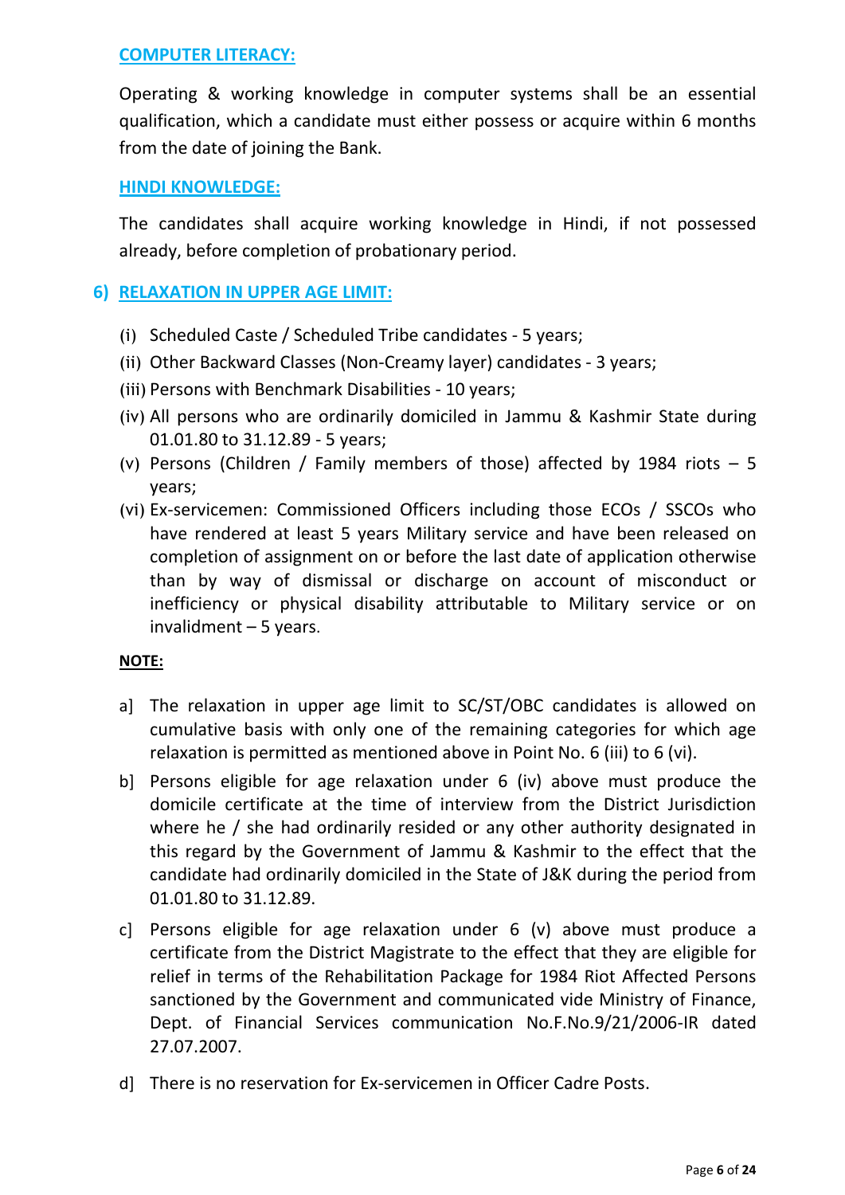### COMPUTER LITERACY:

Operating & working knowledge in computer systems shall be an essential qualification, which a candidate must either possess or acquire within 6 months from the date of joining the Bank.

### HINDI KNOWLEDGE:

The candidates shall acquire working knowledge in Hindi, if not possessed already, before completion of probationary period.

## 6) RELAXATION IN UPPER AGE LIMIT:

(i) Scheduled Caste / Scheduled Tribe candidates - 5 years;

(ii) Other Backward Classes (Non-Creamy layer) candidates - 3 years;

(iii) Persons with Benchmark Disabilities - 10 years;

(iv) All persons who are ordinarily domiciled in Jammu & Kashmir State during 01.01.80 to 31.12.89 - 5 years;

(v) Persons (Children / Family members of those) affected by 1984 riots – 5 years;

(vi) Ex-servicemen: Commissioned Officers including those ECOs / SSCOs who have rendered at least 5 years Military service and have been released on completion of assignment on or before the last date of application otherwise than by way of dismissal or discharge on account of misconduct or inefficiency or physical disability attributable to Military service or on invalidment – 5 years.

**NOTE:**

a] The relaxation in upper age limit to SC/ST/OBC candidates is allowed on cumulative basis with only one of the remaining categories for which age relaxation is permitted as mentioned above in Point No. 6 (iii) to 6 (vi).

b] Persons eligible for age relaxation under 6 (iv) above must produce the domicile certificate at the time of interview from the District Jurisdiction where he / she had ordinarily resided or any other authority designated in this regard by the Government of Jammu & Kashmir to the effect that the candidate had ordinarily domiciled in the State of J&K during the period from 01.01.80 to 31.12.89.

c] Persons eligible for age relaxation under 6 (v) above must produce a certificate from the District Magistrate to the effect that they are eligible for relief in terms of the Rehabilitation Package for 1984 Riot Affected Persons sanctioned by the Government and communicated vide Ministry of Finance, Dept. of Financial Services communication No.F.No.9/21/2006-IR dated 27.07.2007.

d] There is no reservation for Ex-servicemen in Officer Cadre Posts.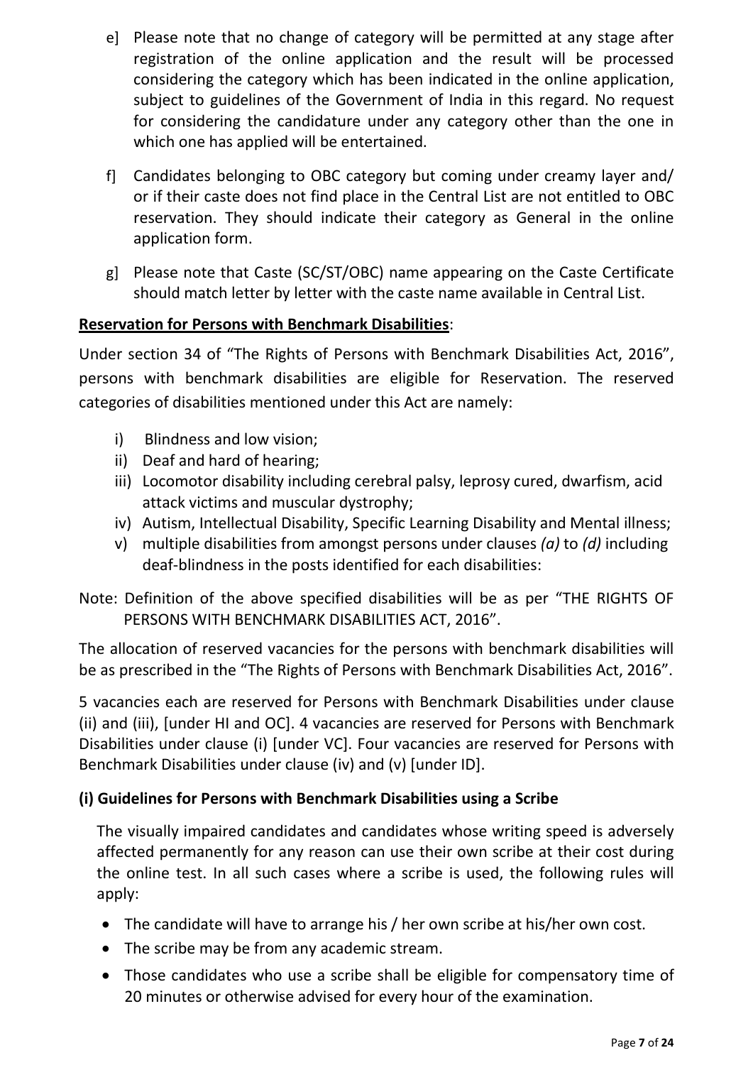e] Please note that no change of category will be permitted at any stage after registration of the online application and the result will be processed considering the category which has been indicated in the online application, subject to guidelines of the Government of India in this regard. No request for considering the candidature under any category other than the one in which one has applied will be entertained.

f] Candidates belonging to OBC category but coming under creamy layer and/ or if their caste does not find place in the Central List are not entitled to OBC reservation. They should indicate their category as General in the online application form.

g] Please note that Caste (SC/ST/OBC) name appearing on the Caste Certificate should match letter by letter with the caste name available in Central List.

**Reservation for Persons with Benchmark Disabilities**:

Under section 34 of "The Rights of Persons with Benchmark Disabilities Act, 2016", persons with benchmark disabilities are eligible for Reservation. The reserved categories of disabilities mentioned under this Act are namely:

i) Blindness and low vision;
ii) Deaf and hard of hearing;
iii) Locomotor disability including cerebral palsy, leprosy cured, dwarfism, acid attack victims and muscular dystrophy;
iv) Autism, Intellectual Disability, Specific Learning Disability and Mental illness;
v) multiple disabilities from amongst persons under clauses *(a)* to *(d)* including deaf-blindness in the posts identified for each disabilities:

Note: Definition of the above specified disabilities will be as per "THE RIGHTS OF PERSONS WITH BENCHMARK DISABILITIES ACT, 2016".

The allocation of reserved vacancies for the persons with benchmark disabilities will be as prescribed in the "The Rights of Persons with Benchmark Disabilities Act, 2016".

5 vacancies each are reserved for Persons with Benchmark Disabilities under clause (ii) and (iii), [under HI and OC]. 4 vacancies are reserved for Persons with Benchmark Disabilities under clause (i) [under VC]. Four vacancies are reserved for Persons with Benchmark Disabilities under clause (iv) and (v) [under ID].

**(i) Guidelines for Persons with Benchmark Disabilities using a Scribe**

The visually impaired candidates and candidates whose writing speed is adversely affected permanently for any reason can use their own scribe at their cost during the online test. In all such cases where a scribe is used, the following rules will apply:

- The candidate will have to arrange his / her own scribe at his/her own cost.
- The scribe may be from any academic stream.
- Those candidates who use a scribe shall be eligible for compensatory time of 20 minutes or otherwise advised for every hour of the examination.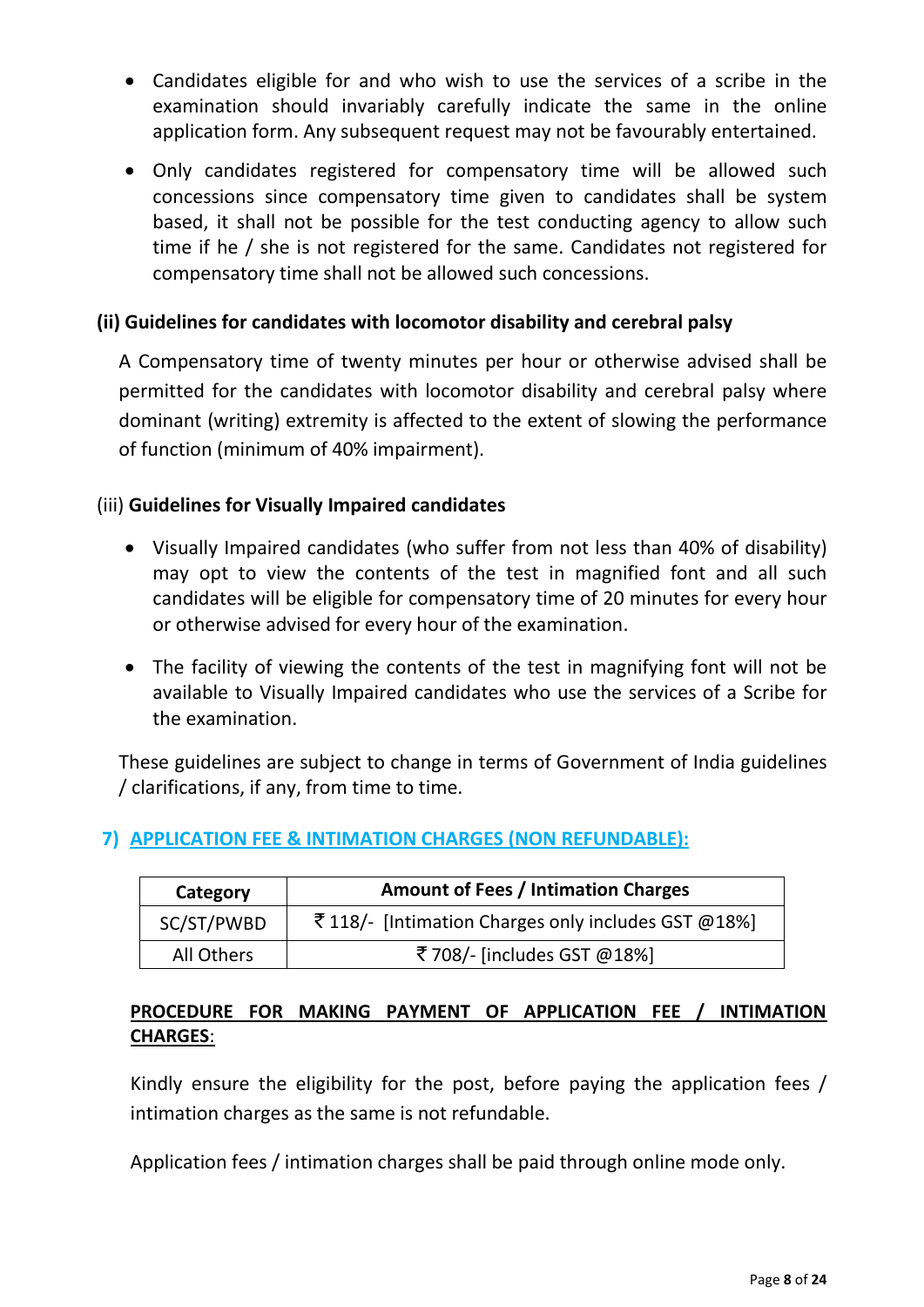- Candidates eligible for and who wish to use the services of a scribe in the examination should invariably carefully indicate the same in the online application form. Any subsequent request may not be favourably entertained.
- Only candidates registered for compensatory time will be allowed such concessions since compensatory time given to candidates shall be system based, it shall not be possible for the test conducting agency to allow such time if he / she is not registered for the same. Candidates not registered for compensatory time shall not be allowed such concessions.

**(ii) Guidelines for candidates with locomotor disability and cerebral palsy**

A Compensatory time of twenty minutes per hour or otherwise advised shall be permitted for the candidates with locomotor disability and cerebral palsy where dominant (writing) extremity is affected to the extent of slowing the performance of function (minimum of 40% impairment).

(iii) **Guidelines for Visually Impaired candidates**

- Visually Impaired candidates (who suffer from not less than 40% of disability) may opt to view the contents of the test in magnified font and all such candidates will be eligible for compensatory time of 20 minutes for every hour or otherwise advised for every hour of the examination.
- The facility of viewing the contents of the test in magnifying font will not be available to Visually Impaired candidates who use the services of a Scribe for the examination.

These guidelines are subject to change in terms of Government of India guidelines / clarifications, if any, from time to time.

## 7) APPLICATION FEE & INTIMATION CHARGES (NON REFUNDABLE):

| Category | Amount of Fees / Intimation Charges |
|---|---|
| SC/ST/PWBD | ₹ 118/- [Intimation Charges only includes GST @18%] |
| All Others | ₹ 708/- [includes GST @18%] |

**PROCEDURE FOR MAKING PAYMENT OF APPLICATION FEE / INTIMATION CHARGES**:

Kindly ensure the eligibility for the post, before paying the application fees / intimation charges as the same is not refundable.

Application fees / intimation charges shall be paid through online mode only.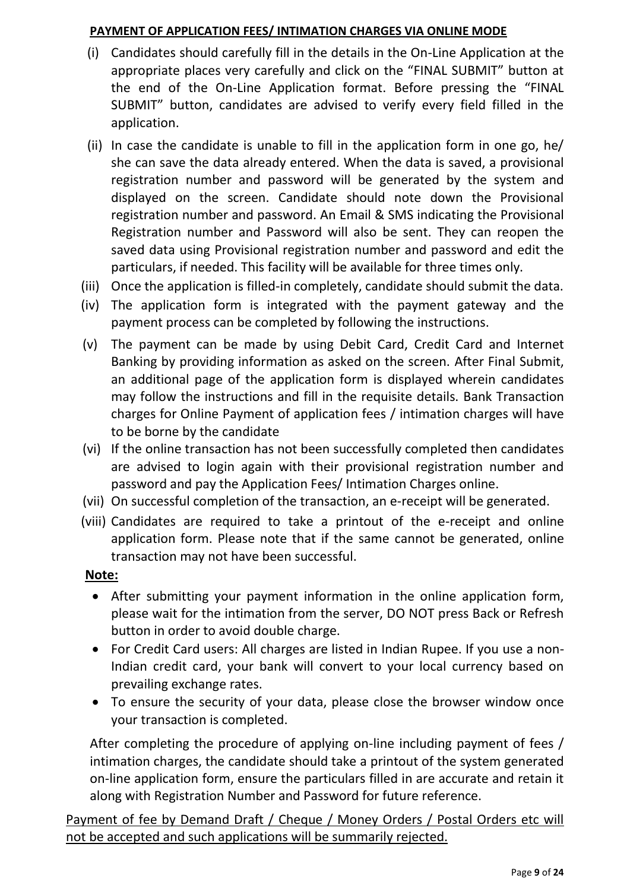**PAYMENT OF APPLICATION FEES/ INTIMATION CHARGES VIA ONLINE MODE**

(i) Candidates should carefully fill in the details in the On-Line Application at the appropriate places very carefully and click on the "FINAL SUBMIT" button at the end of the On-Line Application format. Before pressing the "FINAL SUBMIT" button, candidates are advised to verify every field filled in the application.

(ii) In case the candidate is unable to fill in the application form in one go, he/ she can save the data already entered. When the data is saved, a provisional registration number and password will be generated by the system and displayed on the screen. Candidate should note down the Provisional registration number and password. An Email & SMS indicating the Provisional Registration number and Password will also be sent. They can reopen the saved data using Provisional registration number and password and edit the particulars, if needed. This facility will be available for three times only.

(iii) Once the application is filled-in completely, candidate should submit the data.

(iv) The application form is integrated with the payment gateway and the payment process can be completed by following the instructions.

(v) The payment can be made by using Debit Card, Credit Card and Internet Banking by providing information as asked on the screen. After Final Submit, an additional page of the application form is displayed wherein candidates may follow the instructions and fill in the requisite details. Bank Transaction charges for Online Payment of application fees / intimation charges will have to be borne by the candidate

(vi) If the online transaction has not been successfully completed then candidates are advised to login again with their provisional registration number and password and pay the Application Fees/ Intimation Charges online.

(vii) On successful completion of the transaction, an e-receipt will be generated.

(viii) Candidates are required to take a printout of the e-receipt and online application form. Please note that if the same cannot be generated, online transaction may not have been successful.

**Note:**

- After submitting your payment information in the online application form, please wait for the intimation from the server, DO NOT press Back or Refresh button in order to avoid double charge.
- For Credit Card users: All charges are listed in Indian Rupee. If you use a non-Indian credit card, your bank will convert to your local currency based on prevailing exchange rates.
- To ensure the security of your data, please close the browser window once your transaction is completed.

After completing the procedure of applying on-line including payment of fees / intimation charges, the candidate should take a printout of the system generated on-line application form, ensure the particulars filled in are accurate and retain it along with Registration Number and Password for future reference.

Payment of fee by Demand Draft / Cheque / Money Orders / Postal Orders etc will not be accepted and such applications will be summarily rejected.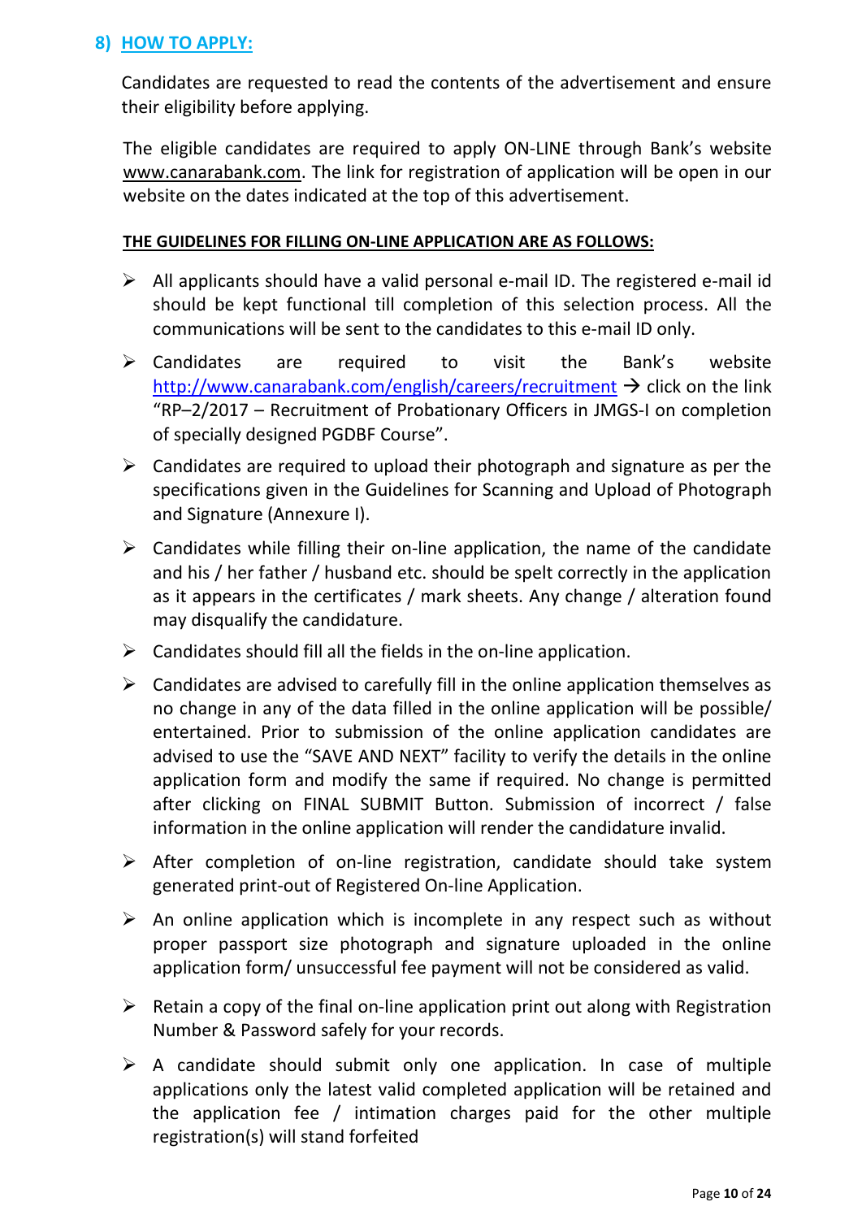## 8) HOW TO APPLY:

Candidates are requested to read the contents of the advertisement and ensure their eligibility before applying.

The eligible candidates are required to apply ON-LINE through Bank's website www.canarabank.com. The link for registration of application will be open in our website on the dates indicated at the top of this advertisement.

**THE GUIDELINES FOR FILLING ON-LINE APPLICATION ARE AS FOLLOWS:**

- All applicants should have a valid personal e-mail ID. The registered e-mail id should be kept functional till completion of this selection process. All the communications will be sent to the candidates to this e-mail ID only.
- Candidates are required to visit the Bank's website http://www.canarabank.com/english/careers/recruitment → click on the link "RP–2/2017 – Recruitment of Probationary Officers in JMGS-I on completion of specially designed PGDBF Course".
- Candidates are required to upload their photograph and signature as per the specifications given in the Guidelines for Scanning and Upload of Photograph and Signature (Annexure I).
- Candidates while filling their on-line application, the name of the candidate and his / her father / husband etc. should be spelt correctly in the application as it appears in the certificates / mark sheets. Any change / alteration found may disqualify the candidature.
- Candidates should fill all the fields in the on-line application.
- Candidates are advised to carefully fill in the online application themselves as no change in any of the data filled in the online application will be possible/ entertained. Prior to submission of the online application candidates are advised to use the "SAVE AND NEXT" facility to verify the details in the online application form and modify the same if required. No change is permitted after clicking on FINAL SUBMIT Button. Submission of incorrect / false information in the online application will render the candidature invalid.
- After completion of on-line registration, candidate should take system generated print-out of Registered On-line Application.
- An online application which is incomplete in any respect such as without proper passport size photograph and signature uploaded in the online application form/ unsuccessful fee payment will not be considered as valid.
- Retain a copy of the final on-line application print out along with Registration Number & Password safely for your records.
- A candidate should submit only one application. In case of multiple applications only the latest valid completed application will be retained and the application fee / intimation charges paid for the other multiple registration(s) will stand forfeited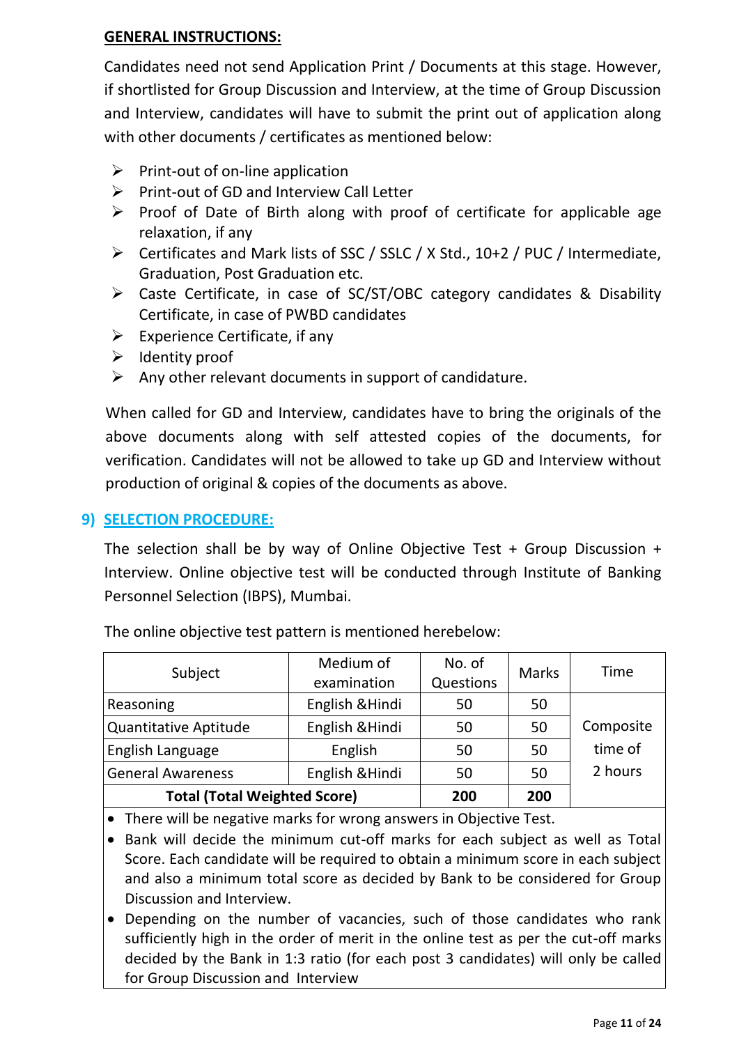**GENERAL INSTRUCTIONS:**

Candidates need not send Application Print / Documents at this stage. However, if shortlisted for Group Discussion and Interview, at the time of Group Discussion and Interview, candidates will have to submit the print out of application along with other documents / certificates as mentioned below:

- Print-out of on-line application
- Print-out of GD and Interview Call Letter
- Proof of Date of Birth along with proof of certificate for applicable age relaxation, if any
- Certificates and Mark lists of SSC / SSLC / X Std., 10+2 / PUC / Intermediate, Graduation, Post Graduation etc.
- Caste Certificate, in case of SC/ST/OBC category candidates & Disability Certificate, in case of PWBD candidates
- Experience Certificate, if any
- Identity proof
- Any other relevant documents in support of candidature.

When called for GD and Interview, candidates have to bring the originals of the above documents along with self attested copies of the documents, for verification. Candidates will not be allowed to take up GD and Interview without production of original & copies of the documents as above.

## 9) SELECTION PROCEDURE:

The selection shall be by way of Online Objective Test + Group Discussion + Interview. Online objective test will be conducted through Institute of Banking Personnel Selection (IBPS), Mumbai.

The online objective test pattern is mentioned herebelow:

| Subject | Medium of examination | No. of Questions | Marks | Time |
|---|---|---|---|---|
| Reasoning | English &Hindi | 50 | 50 | Composite time of 2 hours |
| Quantitative Aptitude | English &Hindi | 50 | 50 | |
| English Language | English | 50 | 50 | |
| General Awareness | English &Hindi | 50 | 50 | |
| **Total (Total Weighted Score)** | | **200** | **200** | |

- There will be negative marks for wrong answers in Objective Test.
- Bank will decide the minimum cut-off marks for each subject as well as Total Score. Each candidate will be required to obtain a minimum score in each subject and also a minimum total score as decided by Bank to be considered for Group Discussion and Interview.
- Depending on the number of vacancies, such of those candidates who rank sufficiently high in the order of merit in the online test as per the cut-off marks decided by the Bank in 1:3 ratio (for each post 3 candidates) will only be called for Group Discussion and Interview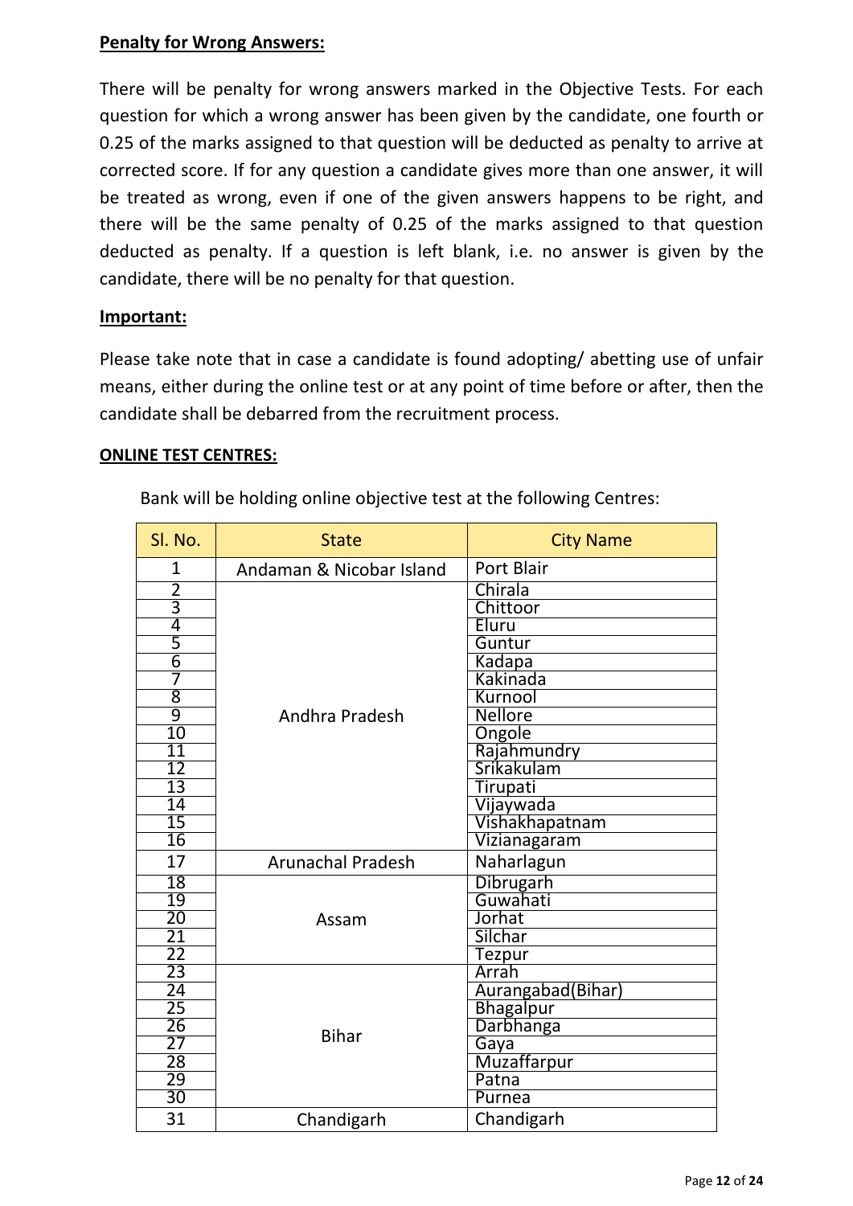**Penalty for Wrong Answers:**

There will be penalty for wrong answers marked in the Objective Tests. For each question for which a wrong answer has been given by the candidate, one fourth or 0.25 of the marks assigned to that question will be deducted as penalty to arrive at corrected score. If for any question a candidate gives more than one answer, it will be treated as wrong, even if one of the given answers happens to be right, and there will be the same penalty of 0.25 of the marks assigned to that question deducted as penalty. If a question is left blank, i.e. no answer is given by the candidate, there will be no penalty for that question.

**Important:**

Please take note that in case a candidate is found adopting/ abetting use of unfair means, either during the online test or at any point of time before or after, then the candidate shall be debarred from the recruitment process.

**ONLINE TEST CENTRES:**

Bank will be holding online objective test at the following Centres:

| Sl. No. | State | City Name |
|---|---|---|
| 1 | Andaman & Nicobar Island | Port Blair |
| 2 | Andhra Pradesh | Chirala |
| 3 | | Chittoor |
| 4 | | Eluru |
| 5 | | Guntur |
| 6 | | Kadapa |
| 7 | | Kakinada |
| 8 | | Kurnool |
| 9 | | Nellore |
| 10 | | Ongole |
| 11 | | Rajahmundry |
| 12 | | Srikakulam |
| 13 | | Tirupati |
| 14 | | Vijaywada |
| 15 | | Vishakhapatnam |
| 16 | | Vizianagaram |
| 17 | Arunachal Pradesh | Naharlagun |
| 18 | Assam | Dibrugarh |
| 19 | | Guwahati |
| 20 | | Jorhat |
| 21 | | Silchar |
| 22 | | Tezpur |
| 23 | Bihar | Arrah |
| 24 | | Aurangabad(Bihar) |
| 25 | | Bhagalpur |
| 26 | | Darbhanga |
| 27 | | Gaya |
| 28 | | Muzaffarpur |
| 29 | | Patna |
| 30 | | Purnea |
| 31 | Chandigarh | Chandigarh |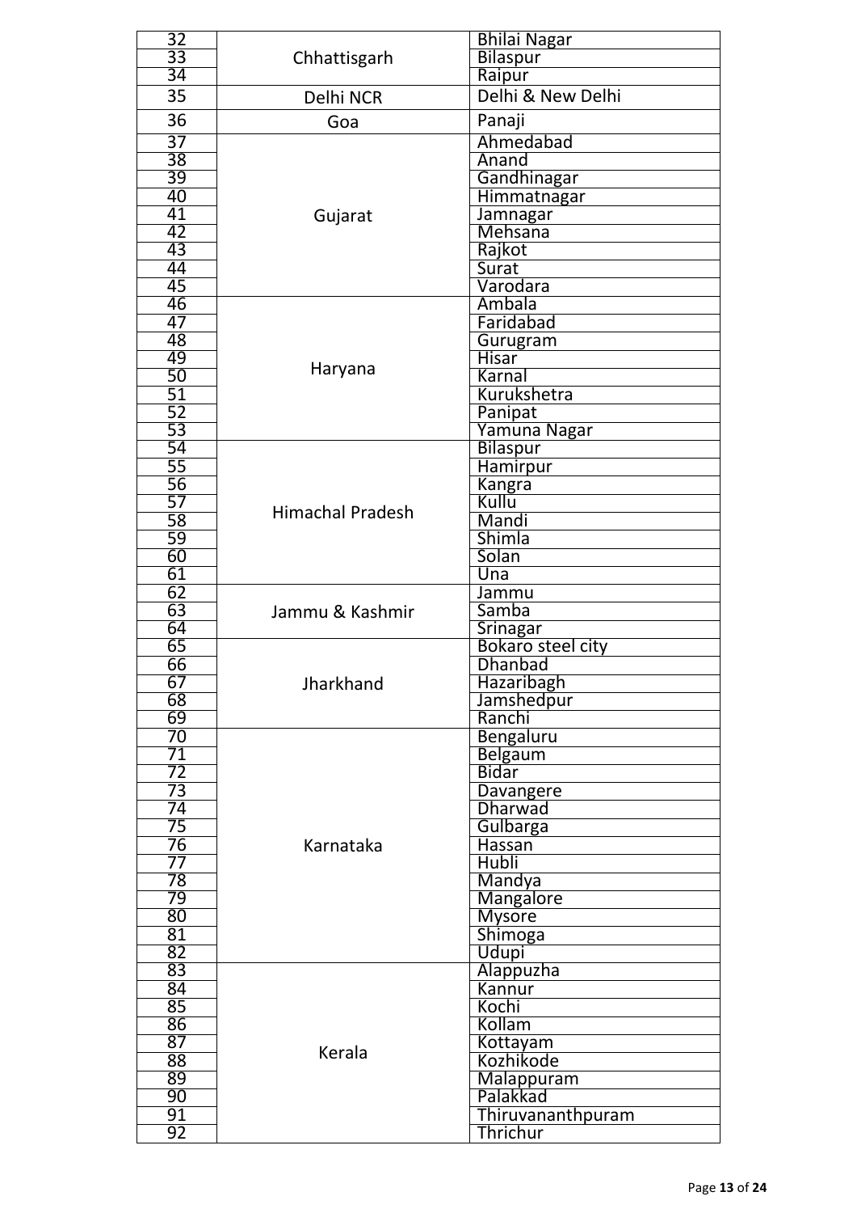| 32 | Chhattisgarh | Bhilai Nagar |
|---|---|---|
| 33 | | Bilaspur |
| 34 | | Raipur |
| 35 | Delhi NCR | Delhi & New Delhi |
| 36 | Goa | Panaji |
| 37 | Gujarat | Ahmedabad |
| 38 | | Anand |
| 39 | | Gandhinagar |
| 40 | | Himmatnagar |
| 41 | | Jamnagar |
| 42 | | Mehsana |
| 43 | | Rajkot |
| 44 | | Surat |
| 45 | | Varodara |
| 46 | Haryana | Ambala |
| 47 | | Faridabad |
| 48 | | Gurugram |
| 49 | | Hisar |
| 50 | | Karnal |
| 51 | | Kurukshetra |
| 52 | | Panipat |
| 53 | | Yamuna Nagar |
| 54 | Himachal Pradesh | Bilaspur |
| 55 | | Hamirpur |
| 56 | | Kangra |
| 57 | | Kullu |
| 58 | | Mandi |
| 59 | | Shimla |
| 60 | | Solan |
| 61 | | Una |
| 62 | Jammu & Kashmir | Jammu |
| 63 | | Samba |
| 64 | | Srinagar |
| 65 | Jharkhand | Bokaro steel city |
| 66 | | Dhanbad |
| 67 | | Hazaribagh |
| 68 | | Jamshedpur |
| 69 | | Ranchi |
| 70 | Karnataka | Bengaluru |
| 71 | | Belgaum |
| 72 | | Bidar |
| 73 | | Davangere |
| 74 | | Dharwad |
| 75 | | Gulbarga |
| 76 | | Hassan |
| 77 | | Hubli |
| 78 | | Mandya |
| 79 | | Mangalore |
| 80 | | Mysore |
| 81 | | Shimoga |
| 82 | | Udupi |
| 83 | Kerala | Alappuzha |
| 84 | | Kannur |
| 85 | | Kochi |
| 86 | | Kollam |
| 87 | | Kottayam |
| 88 | | Kozhikode |
| 89 | | Malappuram |
| 90 | | Palakkad |
| 91 | | Thiruvananthpuram |
| 92 | | Thrichur |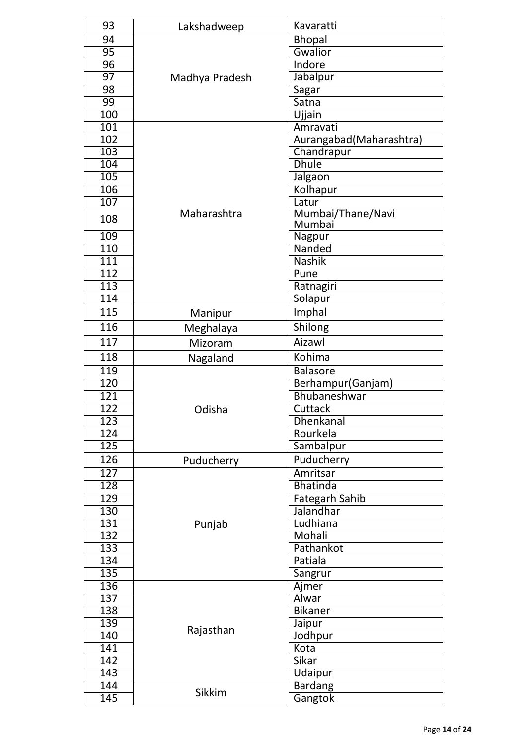| 93 | Lakshadweep | Kavaratti |
|---|---|---|
| 94 | Madhya Pradesh | Bhopal |
| 95 | | Gwalior |
| 96 | | Indore |
| 97 | | Jabalpur |
| 98 | | Sagar |
| 99 | | Satna |
| 100 | | Ujjain |
| 101 | Maharashtra | Amravati |
| 102 | | Aurangabad(Maharashtra) |
| 103 | | Chandrapur |
| 104 | | Dhule |
| 105 | | Jalgaon |
| 106 | | Kolhapur |
| 107 | | Latur |
| 108 | | Mumbai/Thane/Navi Mumbai |
| 109 | | Nagpur |
| 110 | | Nanded |
| 111 | | Nashik |
| 112 | | Pune |
| 113 | | Ratnagiri |
| 114 | | Solapur |
| 115 | Manipur | Imphal |
| 116 | Meghalaya | Shilong |
| 117 | Mizoram | Aizawl |
| 118 | Nagaland | Kohima |
| 119 | Odisha | Balasore |
| 120 | | Berhampur(Ganjam) |
| 121 | | Bhubaneshwar |
| 122 | | Cuttack |
| 123 | | Dhenkanal |
| 124 | | Rourkela |
| 125 | | Sambalpur |
| 126 | Puducherry | Puducherry |
| 127 | Punjab | Amritsar |
| 128 | | Bhatinda |
| 129 | | Fategarh Sahib |
| 130 | | Jalandhar |
| 131 | | Ludhiana |
| 132 | | Mohali |
| 133 | | Pathankot |
| 134 | | Patiala |
| 135 | | Sangrur |
| 136 | Rajasthan | Ajmer |
| 137 | | Alwar |
| 138 | | Bikaner |
| 139 | | Jaipur |
| 140 | | Jodhpur |
| 141 | | Kota |
| 142 | | Sikar |
| 143 | | Udaipur |
| 144 | Sikkim | Bardang |
| 145 | | Gangtok |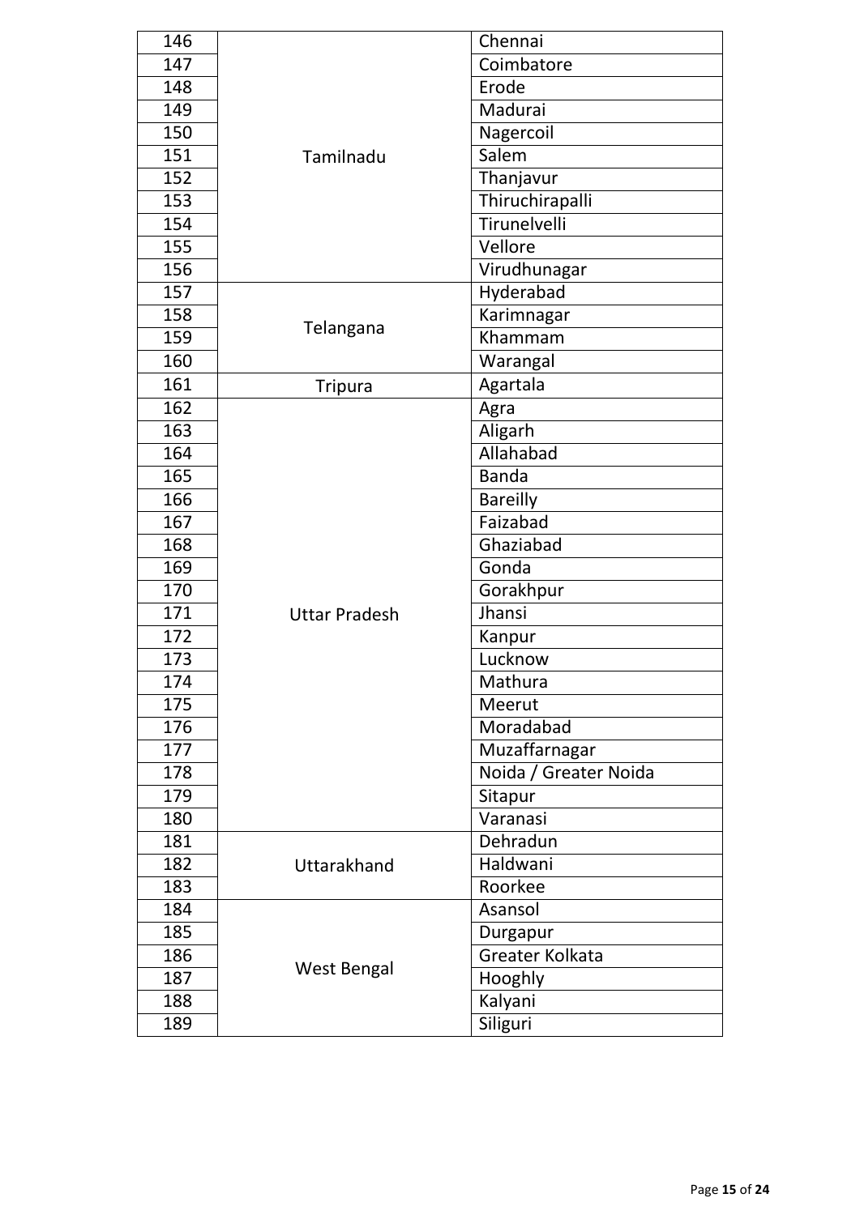| 146 | Tamilnadu | Chennai |
|---|---|---|
| 147 | | Coimbatore |
| 148 | | Erode |
| 149 | | Madurai |
| 150 | | Nagercoil |
| 151 | | Salem |
| 152 | | Thanjavur |
| 153 | | Thiruchirapalli |
| 154 | | Tirunelvelli |
| 155 | | Vellore |
| 156 | | Virudhunagar |
| 157 | Telangana | Hyderabad |
| 158 | | Karimnagar |
| 159 | | Khammam |
| 160 | | Warangal |
| 161 | Tripura | Agartala |
| 162 | Uttar Pradesh | Agra |
| 163 | | Aligarh |
| 164 | | Allahabad |
| 165 | | Banda |
| 166 | | Bareilly |
| 167 | | Faizabad |
| 168 | | Ghaziabad |
| 169 | | Gonda |
| 170 | | Gorakhpur |
| 171 | | Jhansi |
| 172 | | Kanpur |
| 173 | | Lucknow |
| 174 | | Mathura |
| 175 | | Meerut |
| 176 | | Moradabad |
| 177 | | Muzaffarnagar |
| 178 | | Noida / Greater Noida |
| 179 | | Sitapur |
| 180 | | Varanasi |
| 181 | Uttarakhand | Dehradun |
| 182 | | Haldwani |
| 183 | | Roorkee |
| 184 | West Bengal | Asansol |
| 185 | | Durgapur |
| 186 | | Greater Kolkata |
| 187 | | Hooghly |
| 188 | | Kalyani |
| 189 | | Siliguri |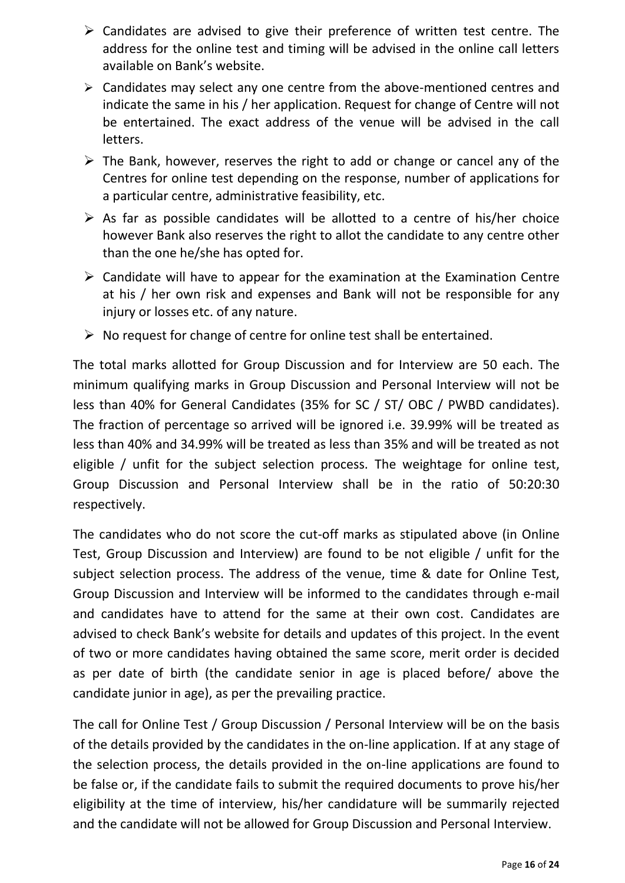- Candidates are advised to give their preference of written test centre. The address for the online test and timing will be advised in the online call letters available on Bank's website.
- Candidates may select any one centre from the above-mentioned centres and indicate the same in his / her application. Request for change of Centre will not be entertained. The exact address of the venue will be advised in the call letters.
- The Bank, however, reserves the right to add or change or cancel any of the Centres for online test depending on the response, number of applications for a particular centre, administrative feasibility, etc.
- As far as possible candidates will be allotted to a centre of his/her choice however Bank also reserves the right to allot the candidate to any centre other than the one he/she has opted for.
- Candidate will have to appear for the examination at the Examination Centre at his / her own risk and expenses and Bank will not be responsible for any injury or losses etc. of any nature.
- No request for change of centre for online test shall be entertained.

The total marks allotted for Group Discussion and for Interview are 50 each. The minimum qualifying marks in Group Discussion and Personal Interview will not be less than 40% for General Candidates (35% for SC / ST/ OBC / PWBD candidates). The fraction of percentage so arrived will be ignored i.e. 39.99% will be treated as less than 40% and 34.99% will be treated as less than 35% and will be treated as not eligible / unfit for the subject selection process. The weightage for online test, Group Discussion and Personal Interview shall be in the ratio of 50:20:30 respectively.

The candidates who do not score the cut-off marks as stipulated above (in Online Test, Group Discussion and Interview) are found to be not eligible / unfit for the subject selection process. The address of the venue, time & date for Online Test, Group Discussion and Interview will be informed to the candidates through e-mail and candidates have to attend for the same at their own cost. Candidates are advised to check Bank's website for details and updates of this project. In the event of two or more candidates having obtained the same score, merit order is decided as per date of birth (the candidate senior in age is placed before/ above the candidate junior in age), as per the prevailing practice.

The call for Online Test / Group Discussion / Personal Interview will be on the basis of the details provided by the candidates in the on-line application. If at any stage of the selection process, the details provided in the on-line applications are found to be false or, if the candidate fails to submit the required documents to prove his/her eligibility at the time of interview, his/her candidature will be summarily rejected and the candidate will not be allowed for Group Discussion and Personal Interview.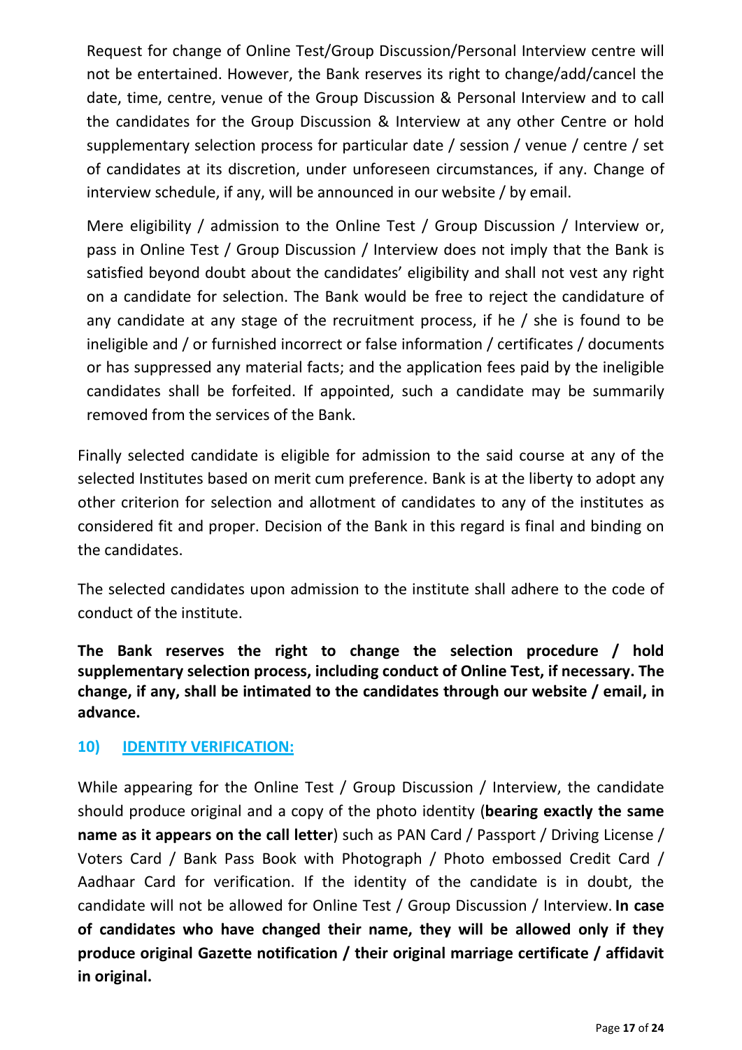Request for change of Online Test/Group Discussion/Personal Interview centre will not be entertained. However, the Bank reserves its right to change/add/cancel the date, time, centre, venue of the Group Discussion & Personal Interview and to call the candidates for the Group Discussion & Interview at any other Centre or hold supplementary selection process for particular date / session / venue / centre / set of candidates at its discretion, under unforeseen circumstances, if any. Change of interview schedule, if any, will be announced in our website / by email.

Mere eligibility / admission to the Online Test / Group Discussion / Interview or, pass in Online Test / Group Discussion / Interview does not imply that the Bank is satisfied beyond doubt about the candidates' eligibility and shall not vest any right on a candidate for selection. The Bank would be free to reject the candidature of any candidate at any stage of the recruitment process, if he / she is found to be ineligible and / or furnished incorrect or false information / certificates / documents or has suppressed any material facts; and the application fees paid by the ineligible candidates shall be forfeited. If appointed, such a candidate may be summarily removed from the services of the Bank.

Finally selected candidate is eligible for admission to the said course at any of the selected Institutes based on merit cum preference. Bank is at the liberty to adopt any other criterion for selection and allotment of candidates to any of the institutes as considered fit and proper. Decision of the Bank in this regard is final and binding on the candidates.

The selected candidates upon admission to the institute shall adhere to the code of conduct of the institute.

**The Bank reserves the right to change the selection procedure / hold supplementary selection process, including conduct of Online Test, if necessary. The change, if any, shall be intimated to the candidates through our website / email, in advance.**

## 10) IDENTITY VERIFICATION:

While appearing for the Online Test / Group Discussion / Interview, the candidate should produce original and a copy of the photo identity (**bearing exactly the same name as it appears on the call letter**) such as PAN Card / Passport / Driving License / Voters Card / Bank Pass Book with Photograph / Photo embossed Credit Card / Aadhaar Card for verification. If the identity of the candidate is in doubt, the candidate will not be allowed for Online Test / Group Discussion / Interview. **In case of candidates who have changed their name, they will be allowed only if they produce original Gazette notification / their original marriage certificate / affidavit in original.**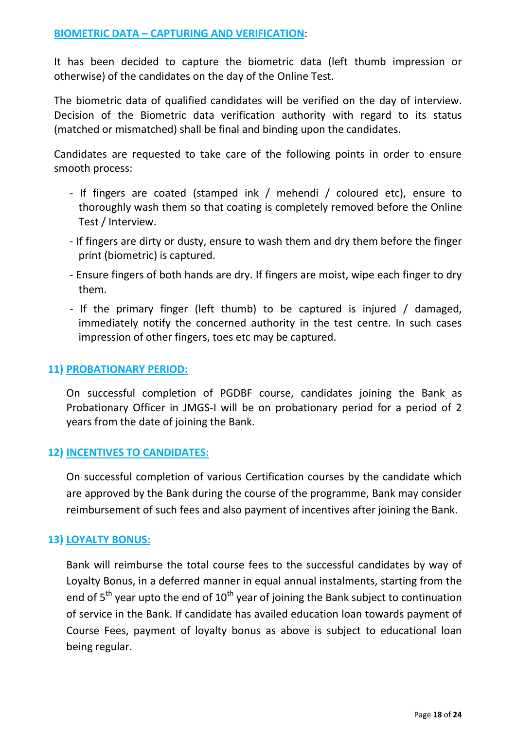## BIOMETRIC DATA – CAPTURING AND VERIFICATION:

It has been decided to capture the biometric data (left thumb impression or otherwise) of the candidates on the day of the Online Test.

The biometric data of qualified candidates will be verified on the day of interview. Decision of the Biometric data verification authority with regard to its status (matched or mismatched) shall be final and binding upon the candidates.

Candidates are requested to take care of the following points in order to ensure smooth process:

- If fingers are coated (stamped ink / mehendi / coloured etc), ensure to thoroughly wash them so that coating is completely removed before the Online Test / Interview.
- If fingers are dirty or dusty, ensure to wash them and dry them before the finger print (biometric) is captured.
- Ensure fingers of both hands are dry. If fingers are moist, wipe each finger to dry them.
- If the primary finger (left thumb) to be captured is injured / damaged, immediately notify the concerned authority in the test centre. In such cases impression of other fingers, toes etc may be captured.

## 11) PROBATIONARY PERIOD:

On successful completion of PGDBF course, candidates joining the Bank as Probationary Officer in JMGS-I will be on probationary period for a period of 2 years from the date of joining the Bank.

## 12) INCENTIVES TO CANDIDATES:

On successful completion of various Certification courses by the candidate which are approved by the Bank during the course of the programme, Bank may consider reimbursement of such fees and also payment of incentives after joining the Bank.

## 13) LOYALTY BONUS:

Bank will reimburse the total course fees to the successful candidates by way of Loyalty Bonus, in a deferred manner in equal annual instalments, starting from the end of 5th year upto the end of 10th year of joining the Bank subject to continuation of service in the Bank. If candidate has availed education loan towards payment of Course Fees, payment of loyalty bonus as above is subject to educational loan being regular.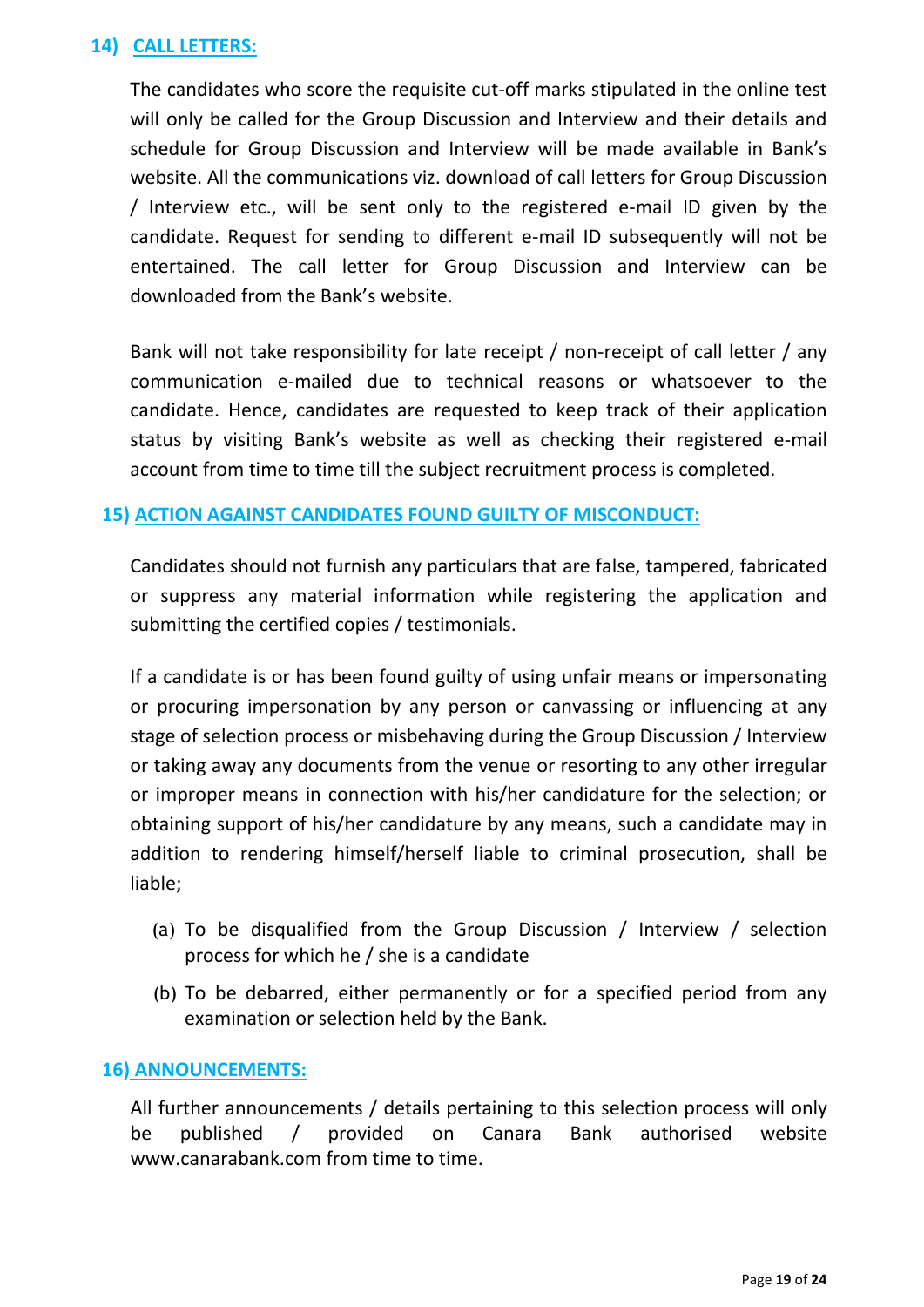## 14) CALL LETTERS:

The candidates who score the requisite cut-off marks stipulated in the online test will only be called for the Group Discussion and Interview and their details and schedule for Group Discussion and Interview will be made available in Bank's website. All the communications viz. download of call letters for Group Discussion / Interview etc., will be sent only to the registered e-mail ID given by the candidate. Request for sending to different e-mail ID subsequently will not be entertained. The call letter for Group Discussion and Interview can be downloaded from the Bank's website.

Bank will not take responsibility for late receipt / non-receipt of call letter / any communication e-mailed due to technical reasons or whatsoever to the candidate. Hence, candidates are requested to keep track of their application status by visiting Bank's website as well as checking their registered e-mail account from time to time till the subject recruitment process is completed.

## 15) ACTION AGAINST CANDIDATES FOUND GUILTY OF MISCONDUCT:

Candidates should not furnish any particulars that are false, tampered, fabricated or suppress any material information while registering the application and submitting the certified copies / testimonials.

If a candidate is or has been found guilty of using unfair means or impersonating or procuring impersonation by any person or canvassing or influencing at any stage of selection process or misbehaving during the Group Discussion / Interview or taking away any documents from the venue or resorting to any other irregular or improper means in connection with his/her candidature for the selection; or obtaining support of his/her candidature by any means, such a candidate may in addition to rendering himself/herself liable to criminal prosecution, shall be liable;

(a) To be disqualified from the Group Discussion / Interview / selection process for which he / she is a candidate

(b) To be debarred, either permanently or for a specified period from any examination or selection held by the Bank.

## 16) ANNOUNCEMENTS:

All further announcements / details pertaining to this selection process will only be published / provided on Canara Bank authorised website www.canarabank.com from time to time.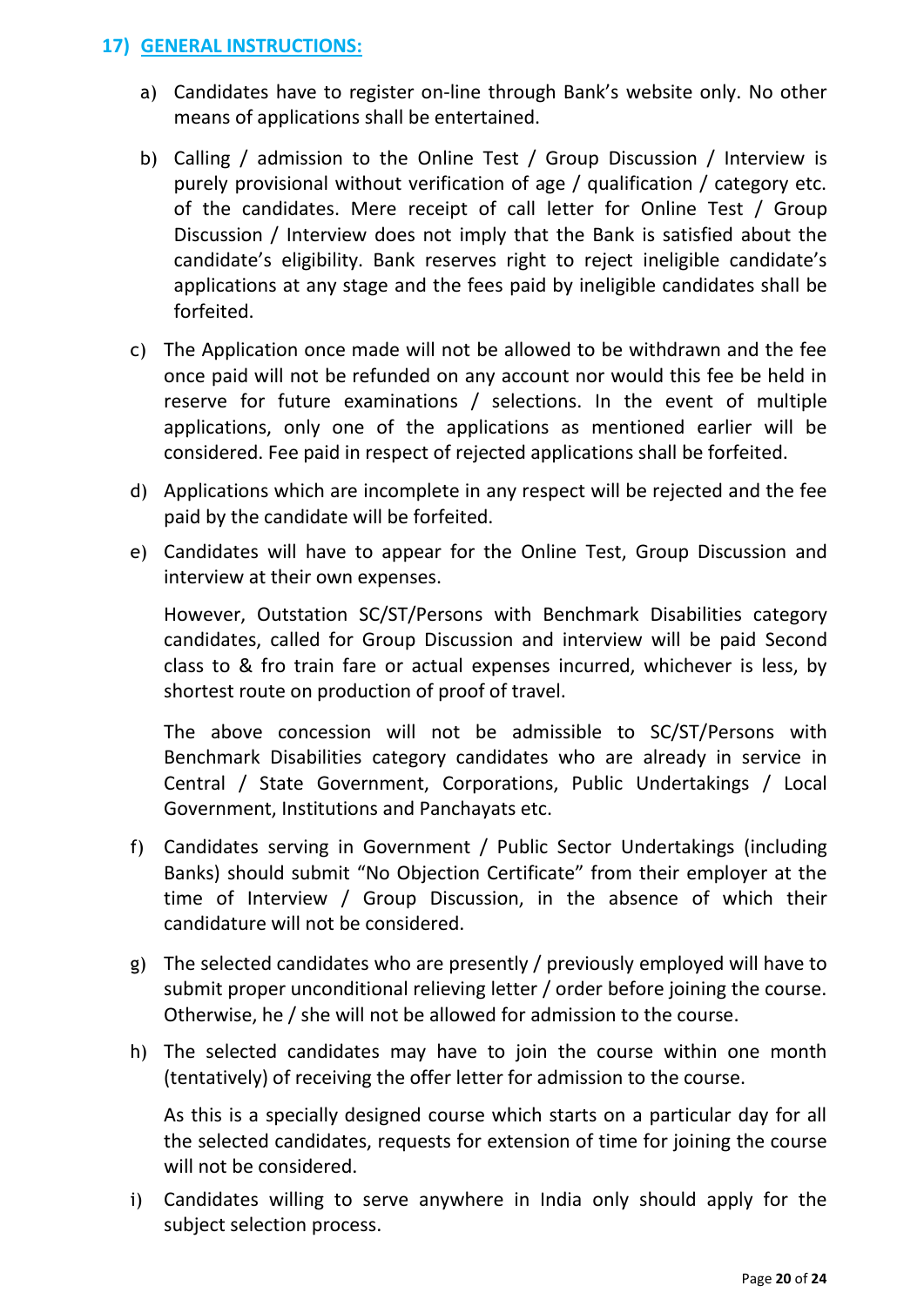## 17) GENERAL INSTRUCTIONS:

a) Candidates have to register on-line through Bank's website only. No other means of applications shall be entertained.

b) Calling / admission to the Online Test / Group Discussion / Interview is purely provisional without verification of age / qualification / category etc. of the candidates. Mere receipt of call letter for Online Test / Group Discussion / Interview does not imply that the Bank is satisfied about the candidate's eligibility. Bank reserves right to reject ineligible candidate's applications at any stage and the fees paid by ineligible candidates shall be forfeited.

c) The Application once made will not be allowed to be withdrawn and the fee once paid will not be refunded on any account nor would this fee be held in reserve for future examinations / selections. In the event of multiple applications, only one of the applications as mentioned earlier will be considered. Fee paid in respect of rejected applications shall be forfeited.

d) Applications which are incomplete in any respect will be rejected and the fee paid by the candidate will be forfeited.

e) Candidates will have to appear for the Online Test, Group Discussion and interview at their own expenses.

   However, Outstation SC/ST/Persons with Benchmark Disabilities category candidates, called for Group Discussion and interview will be paid Second class to & fro train fare or actual expenses incurred, whichever is less, by shortest route on production of proof of travel.

   The above concession will not be admissible to SC/ST/Persons with Benchmark Disabilities category candidates who are already in service in Central / State Government, Corporations, Public Undertakings / Local Government, Institutions and Panchayats etc.

f) Candidates serving in Government / Public Sector Undertakings (including Banks) should submit "No Objection Certificate" from their employer at the time of Interview / Group Discussion, in the absence of which their candidature will not be considered.

g) The selected candidates who are presently / previously employed will have to submit proper unconditional relieving letter / order before joining the course. Otherwise, he / she will not be allowed for admission to the course.

h) The selected candidates may have to join the course within one month (tentatively) of receiving the offer letter for admission to the course.

   As this is a specially designed course which starts on a particular day for all the selected candidates, requests for extension of time for joining the course will not be considered.

i) Candidates willing to serve anywhere in India only should apply for the subject selection process.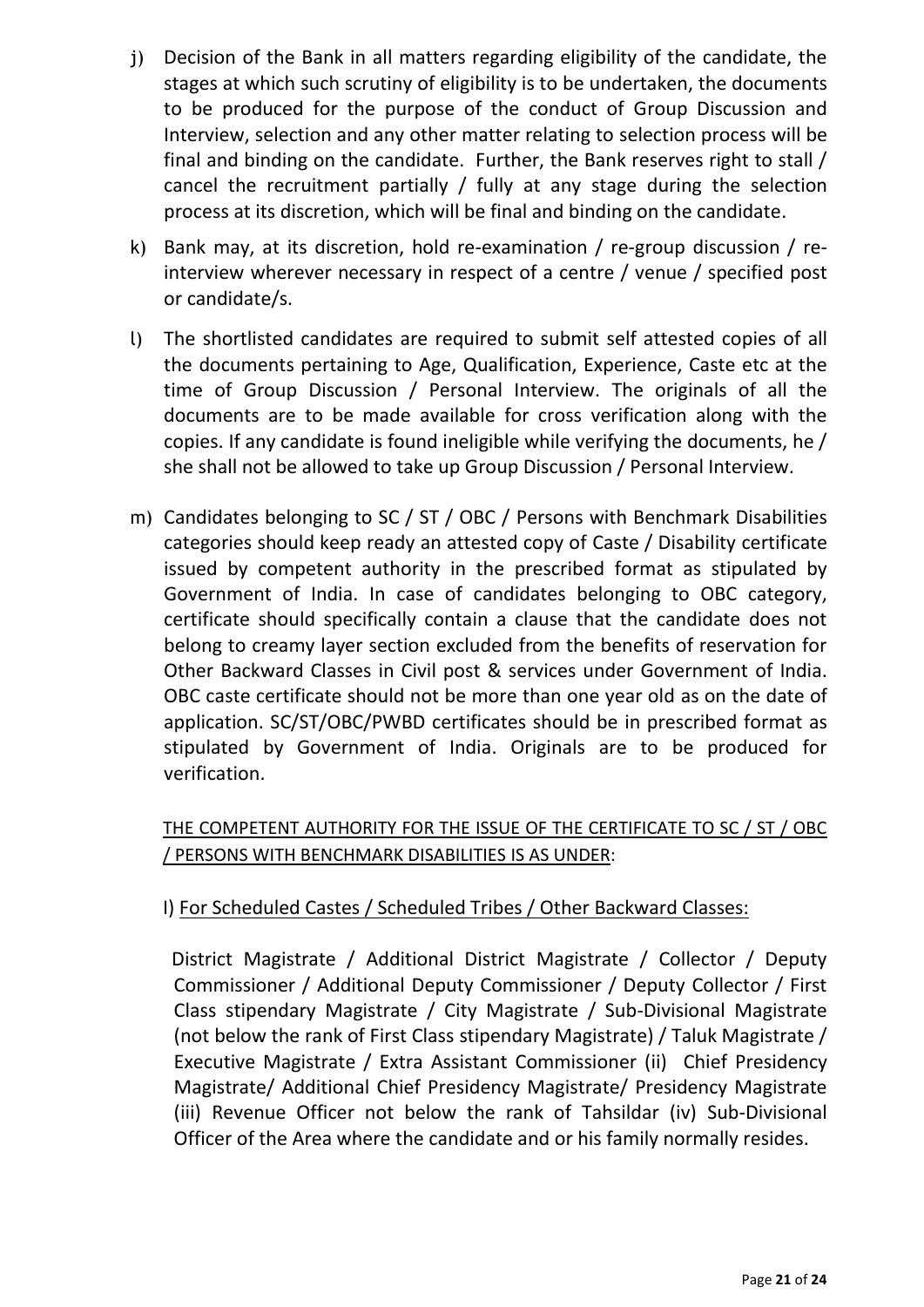j) Decision of the Bank in all matters regarding eligibility of the candidate, the stages at which such scrutiny of eligibility is to be undertaken, the documents to be produced for the purpose of the conduct of Group Discussion and Interview, selection and any other matter relating to selection process will be final and binding on the candidate. Further, the Bank reserves right to stall / cancel the recruitment partially / fully at any stage during the selection process at its discretion, which will be final and binding on the candidate.

k) Bank may, at its discretion, hold re-examination / re-group discussion / re-interview wherever necessary in respect of a centre / venue / specified post or candidate/s.

l) The shortlisted candidates are required to submit self attested copies of all the documents pertaining to Age, Qualification, Experience, Caste etc at the time of Group Discussion / Personal Interview. The originals of all the documents are to be made available for cross verification along with the copies. If any candidate is found ineligible while verifying the documents, he / she shall not be allowed to take up Group Discussion / Personal Interview.

m) Candidates belonging to SC / ST / OBC / Persons with Benchmark Disabilities categories should keep ready an attested copy of Caste / Disability certificate issued by competent authority in the prescribed format as stipulated by Government of India. In case of candidates belonging to OBC category, certificate should specifically contain a clause that the candidate does not belong to creamy layer section excluded from the benefits of reservation for Other Backward Classes in Civil post & services under Government of India. OBC caste certificate should not be more than one year old as on the date of application. SC/ST/OBC/PWBD certificates should be in prescribed format as stipulated by Government of India. Originals are to be produced for verification.

<u>THE COMPETENT AUTHORITY FOR THE ISSUE OF THE CERTIFICATE TO SC / ST / OBC / PERSONS WITH BENCHMARK DISABILITIES IS AS UNDER</u>:

I) <u>For Scheduled Castes / Scheduled Tribes / Other Backward Classes:</u>

District Magistrate / Additional District Magistrate / Collector / Deputy Commissioner / Additional Deputy Commissioner / Deputy Collector / First Class stipendary Magistrate / City Magistrate / Sub-Divisional Magistrate (not below the rank of First Class stipendary Magistrate) / Taluk Magistrate / Executive Magistrate / Extra Assistant Commissioner (ii) Chief Presidency Magistrate/ Additional Chief Presidency Magistrate/ Presidency Magistrate (iii) Revenue Officer not below the rank of Tahsildar (iv) Sub-Divisional Officer of the Area where the candidate and or his family normally resides.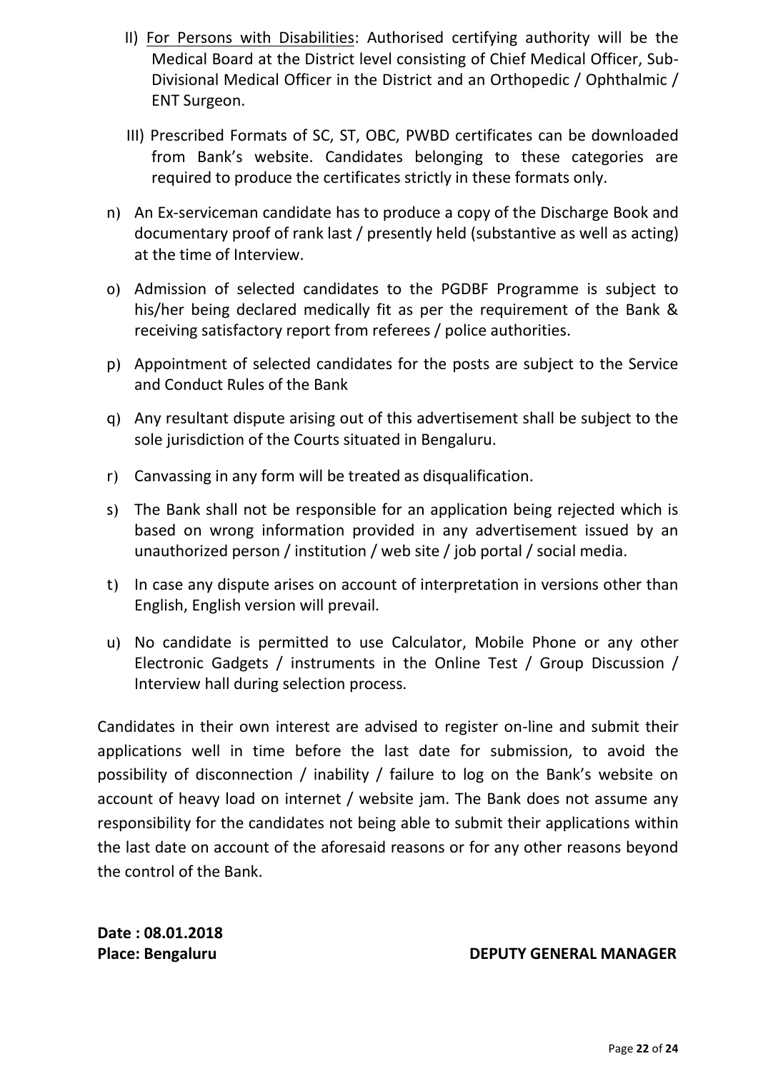II) <u>For Persons with Disabilities</u>: Authorised certifying authority will be the Medical Board at the District level consisting of Chief Medical Officer, Sub-Divisional Medical Officer in the District and an Orthopedic / Ophthalmic / ENT Surgeon.

III) Prescribed Formats of SC, ST, OBC, PWBD certificates can be downloaded from Bank's website. Candidates belonging to these categories are required to produce the certificates strictly in these formats only.

n) An Ex-serviceman candidate has to produce a copy of the Discharge Book and documentary proof of rank last / presently held (substantive as well as acting) at the time of Interview.

o) Admission of selected candidates to the PGDBF Programme is subject to his/her being declared medically fit as per the requirement of the Bank & receiving satisfactory report from referees / police authorities.

p) Appointment of selected candidates for the posts are subject to the Service and Conduct Rules of the Bank

q) Any resultant dispute arising out of this advertisement shall be subject to the sole jurisdiction of the Courts situated in Bengaluru.

r) Canvassing in any form will be treated as disqualification.

s) The Bank shall not be responsible for an application being rejected which is based on wrong information provided in any advertisement issued by an unauthorized person / institution / web site / job portal / social media.

t) In case any dispute arises on account of interpretation in versions other than English, English version will prevail.

u) No candidate is permitted to use Calculator, Mobile Phone or any other Electronic Gadgets / instruments in the Online Test / Group Discussion / Interview hall during selection process.

Candidates in their own interest are advised to register on-line and submit their applications well in time before the last date for submission, to avoid the possibility of disconnection / inability / failure to log on the Bank's website on account of heavy load on internet / website jam. The Bank does not assume any responsibility for the candidates not being able to submit their applications within the last date on account of the aforesaid reasons or for any other reasons beyond the control of the Bank.

**Date : 08.01.2018**

**Place: Bengaluru** **DEPUTY GENERAL MANAGER**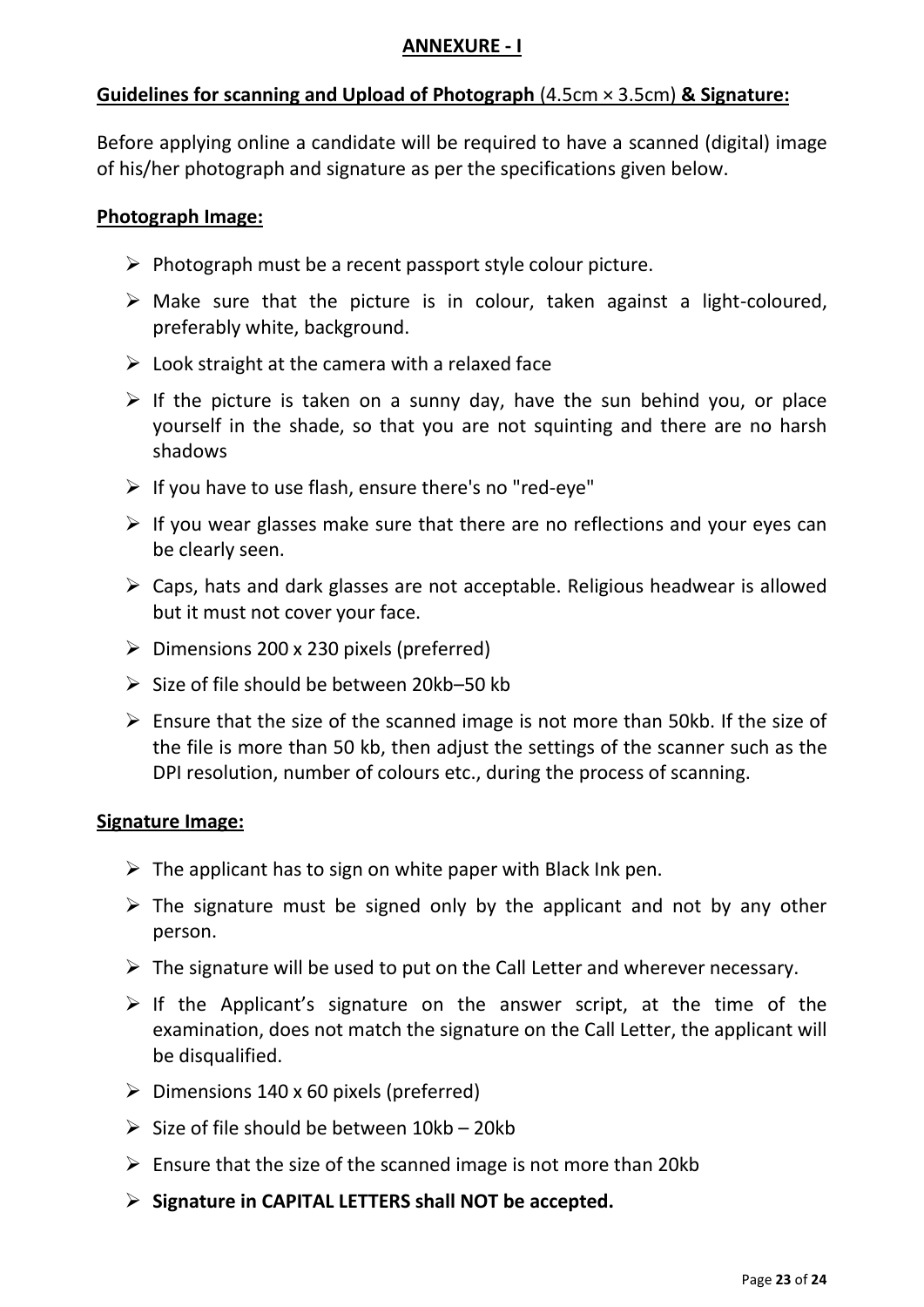## ANNEXURE - I

**Guidelines for scanning and Upload of Photograph** (4.5cm × 3.5cm) **& Signature:**

Before applying online a candidate will be required to have a scanned (digital) image of his/her photograph and signature as per the specifications given below.

**Photograph Image:**

- Photograph must be a recent passport style colour picture.
- Make sure that the picture is in colour, taken against a light-coloured, preferably white, background.
- Look straight at the camera with a relaxed face
- If the picture is taken on a sunny day, have the sun behind you, or place yourself in the shade, so that you are not squinting and there are no harsh shadows
- If you have to use flash, ensure there's no "red-eye"
- If you wear glasses make sure that there are no reflections and your eyes can be clearly seen.
- Caps, hats and dark glasses are not acceptable. Religious headwear is allowed but it must not cover your face.
- Dimensions 200 x 230 pixels (preferred)
- Size of file should be between 20kb–50 kb
- Ensure that the size of the scanned image is not more than 50kb. If the size of the file is more than 50 kb, then adjust the settings of the scanner such as the DPI resolution, number of colours etc., during the process of scanning.

**Signature Image:**

- The applicant has to sign on white paper with Black Ink pen.
- The signature must be signed only by the applicant and not by any other person.
- The signature will be used to put on the Call Letter and wherever necessary.
- If the Applicant's signature on the answer script, at the time of the examination, does not match the signature on the Call Letter, the applicant will be disqualified.
- Dimensions 140 x 60 pixels (preferred)
- Size of file should be between 10kb – 20kb
- Ensure that the size of the scanned image is not more than 20kb
- **Signature in CAPITAL LETTERS shall NOT be accepted.**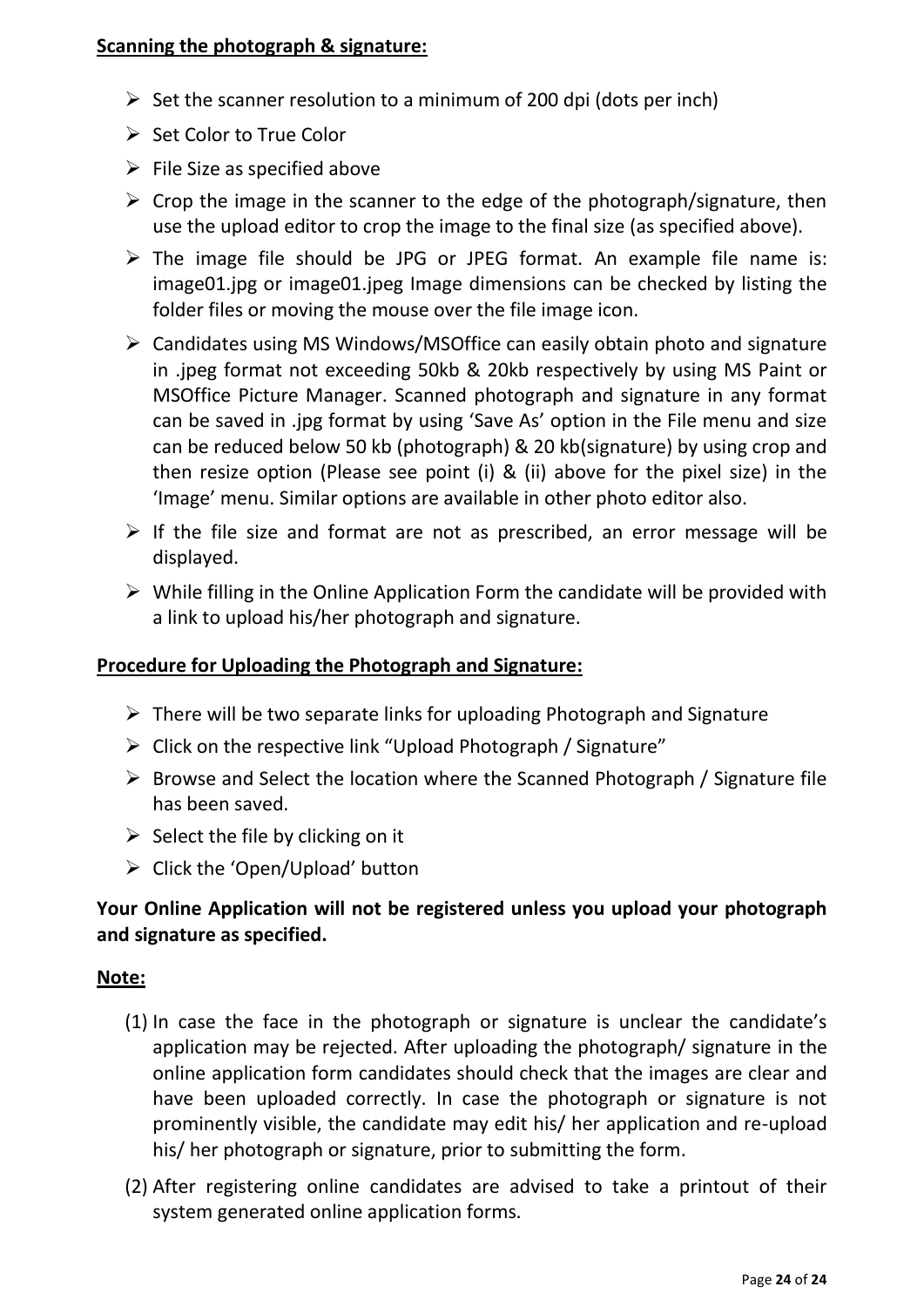**Scanning the photograph & signature:**

- Set the scanner resolution to a minimum of 200 dpi (dots per inch)
- Set Color to True Color
- File Size as specified above
- Crop the image in the scanner to the edge of the photograph/signature, then use the upload editor to crop the image to the final size (as specified above).
- The image file should be JPG or JPEG format. An example file name is: image01.jpg or image01.jpeg Image dimensions can be checked by listing the folder files or moving the mouse over the file image icon.
- Candidates using MS Windows/MSOffice can easily obtain photo and signature in .jpeg format not exceeding 50kb & 20kb respectively by using MS Paint or MSOffice Picture Manager. Scanned photograph and signature in any format can be saved in .jpg format by using 'Save As' option in the File menu and size can be reduced below 50 kb (photograph) & 20 kb(signature) by using crop and then resize option (Please see point (i) & (ii) above for the pixel size) in the 'Image' menu. Similar options are available in other photo editor also.
- If the file size and format are not as prescribed, an error message will be displayed.
- While filling in the Online Application Form the candidate will be provided with a link to upload his/her photograph and signature.

**Procedure for Uploading the Photograph and Signature:**

- There will be two separate links for uploading Photograph and Signature
- Click on the respective link "Upload Photograph / Signature"
- Browse and Select the location where the Scanned Photograph / Signature file has been saved.
- Select the file by clicking on it
- Click the 'Open/Upload' button

**Your Online Application will not be registered unless you upload your photograph and signature as specified.**

**Note:**

(1) In case the face in the photograph or signature is unclear the candidate's application may be rejected. After uploading the photograph/ signature in the online application form candidates should check that the images are clear and have been uploaded correctly. In case the photograph or signature is not prominently visible, the candidate may edit his/ her application and re-upload his/ her photograph or signature, prior to submitting the form.

(2) After registering online candidates are advised to take a printout of their system generated online application forms.